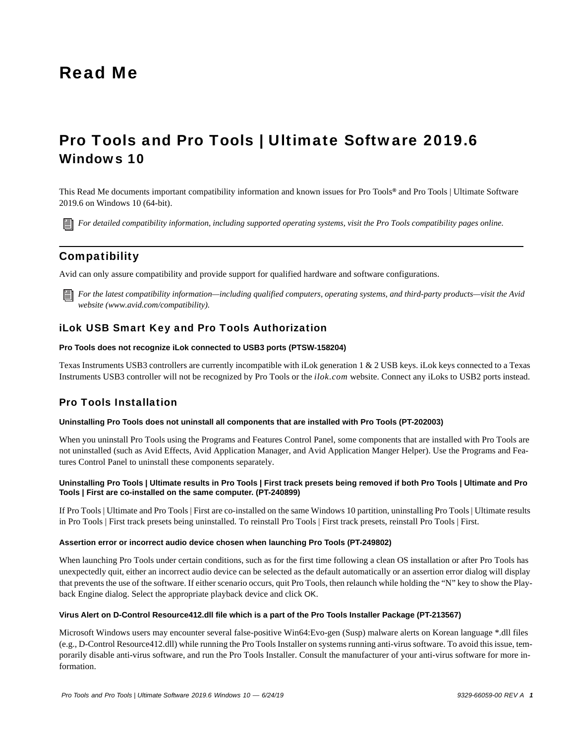# Read Me

# Pro Tools and Pro Tools | Ultimate Software 2019.6 Windows 10

This Read Me documents important compatibility information and known issues for Pro Tools® and Pro Tools | Ultimate Software 2019.6 on Windows 10 (64-bit).

*For detailed compatibility information, including supported operating systems, visit the Pro Tools compatibility pages online.*

## Compatibility

Avid can only assure compatibility and provide support for qualified hardware and software configurations.

*For the latest compatibility information—including qualified computers, operating systems, and third-party products—visit the Avid website (www.avid.com/compatibility).*

### iLok USB Smart Key and Pro Tools Authorization

**Pro Tools does not recognize iLok connected to USB3 ports (PTSW-158204)**

Texas Instruments USB3 controllers are currently incompatible with iLok generation 1 & 2 USB keys. iLok keys connected to a Texas Instruments USB3 controller will not be recognized by Pro Tools or the *ilok.com* website. Connect any iLoks to USB2 ports instead.

### Pro Tools Installation

**Uninstalling Pro Tools does not uninstall all components that are installed with Pro Tools (PT-202003)**

When you uninstall Pro Tools using the Programs and Features Control Panel, some components that are installed with Pro Tools are not uninstalled (such as Avid Effects, Avid Application Manager, and Avid Application Manger Helper). Use the Programs and Features Control Panel to uninstall these components separately.

**Uninstalling Pro Tools | Ultimate results in Pro Tools | First track presets being removed if both Pro Tools | Ultimate and Pro Tools | First are co-installed on the same computer. (PT-240899)**

If Pro Tools | Ultimate and Pro Tools | First are co-installed on the same Windows 10 partition, uninstalling Pro Tools | Ultimate results in Pro Tools | First track presets being uninstalled. To reinstall Pro Tools | First track presets, reinstall Pro Tools | First.

**Assertion error or incorrect audio device chosen when launching Pro Tools (PT-249802)**

When launching Pro Tools under certain conditions, such as for the first time following a clean OS installation or after Pro Tools has unexpectedly quit, either an incorrect audio device can be selected as the default automatically or an assertion error dialog will display that prevents the use of the software. If either scenario occurs, quit Pro Tools, then relaunch while holding the "N" key to show the Playback Engine dialog. Select the appropriate playback device and click OK.

**Virus Alert on D-Control Resource412.dll file which is a part of the Pro Tools Installer Package (PT-213567)**

Microsoft Windows users may encounter several false-positive Win64:Evo-gen (Susp) malware alerts on Korean language *.dll files (e.g., D-Control Resource412.dll) while running the Pro Tools Installer on systems running anti-virus software. To avoid this issue, temporarily disable anti-virus software, and run the Pro Tools Installer. Consult the manufacturer of your anti-virus software for more information.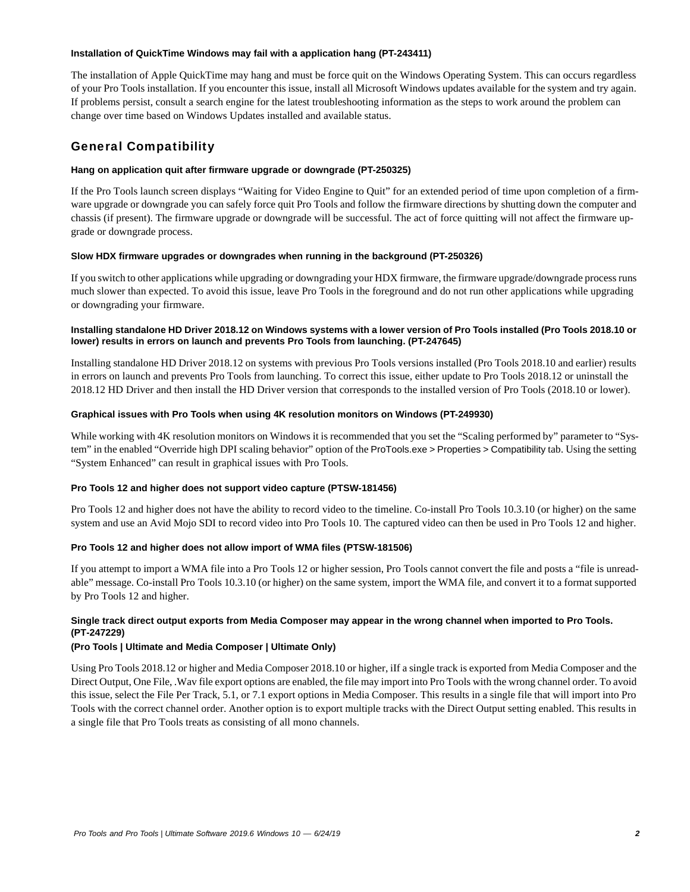#### Installation of QuickTime Windows may fail with a application hang (PT-243411)

The installation of Apple QuickTime may hang and must be force quit on the Windows Operating System. This can occurs regardless of your Pro Tools installation. If you encounter this issue, install all Microsoft Windows updates available for the system and try again. If problems persist, consult a search engine for the latest troubleshooting information as the steps to work around the problem can change over time based on Windows Updates installed and available status.

## General Compatibility

#### Hang on application quit after firmware upgrade or downgrade (PT-250325)

If the Pro Tools launch screen displays "Waiting for Video Engine to Quit" for an extended period of time upon completion of a firmware upgrade or downgrade you can safely force quit Pro Tools and follow the firmware directions by shutting down the computer and chassis (if present). The firmware upgrade or downgrade will be successful. The act of force quitting will not affect the firmware upgrade or downgrade process.

#### Slow HDX firmware upgrades or downgrades when running in the background (PT-250326)

If you switch to other applications while upgrading or downgrading your HDX firmware, the firmware upgrade/downgrade process runs much slower than expected. To avoid this issue, leave Pro Tools in the foreground and do not run other applications while upgrading or downgrading your firmware.

#### Installing standalone HD Driver 2018.12 on Windows systems with a lower version of Pro Tools installed (Pro Tools 2018.10 or lower) results in errors on launch and prevents Pro Tools from launching. (PT-247645)

Installing standalone HD Driver 2018.12 on systems with previous Pro Tools versions installed (Pro Tools 2018.10 and earlier) results in errors on launch and prevents Pro Tools from launching. To correct this issue, either update to Pro Tools 2018.12 or uninstall the 2018.12 HD Driver and then install the HD Driver version that corresponds to the installed version of Pro Tools (2018.10 or lower).

#### Graphical issues with Pro Tools when using 4K resolution monitors on Windows (PT-249930)

While working with 4K resolution monitors on Windows it is recommended that you set the "Scaling performed by" parameter to "System" in the enabled "Override high DPI scaling behavior" option of the ProTools.exe > Properties > Compatibility tab. Using the setting "System Enhanced" can result in graphical issues with Pro Tools.

#### Pro Tools 12 and higher does not support video capture (PTSW-181456)

Pro Tools 12 and higher does not have the ability to record video to the timeline. Co-install Pro Tools 10.3.10 (or higher) on the same system and use an Avid Mojo SDI to record video into Pro Tools 10. The captured video can then be used in Pro Tools 12 and higher.

#### Pro Tools 12 and higher does not allow import of WMA files (PTSW-181506)

If you attempt to import a WMA file into a Pro Tools 12 or higher session, Pro Tools cannot convert the file and posts a "file is unreadable" message. Co-install Pro Tools 10.3.10 (or higher) on the same system, import the WMA file, and convert it to a format supported by Pro Tools 12 and higher.

#### Single track direct output exports from Media Composer may appear in the wrong channel when imported to Pro Tools. (PT-247229)

**(Pro Tools | Ultimate and Media Composer | Ultimate Only)**

Using Pro Tools 2018.12 or higher and Media Composer 2018.10 or higher, iIf a single track is exported from Media Composer and the Direct Output, One File, .Wav file export options are enabled, the file may import into Pro Tools with the wrong channel order. To avoid this issue, select the File Per Track, 5.1, or 7.1 export options in Media Composer. This results in a single file that will import into Pro Tools with the correct channel order. Another option is to export multiple tracks with the Direct Output setting enabled. This results in a single file that Pro Tools treats as consisting of all mono channels.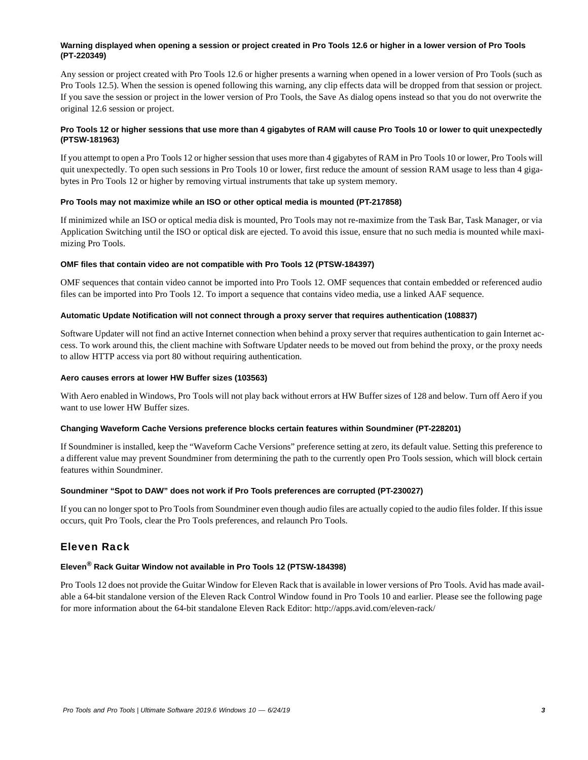#### Warning displayed when opening a session or project created in Pro Tools 12.6 or higher in a lower version of Pro Tools (PT-220349)

Any session or project created with Pro Tools 12.6 or higher presents a warning when opened in a lower version of Pro Tools (such as Pro Tools 12.5). When the session is opened following this warning, any clip effects data will be dropped from that session or project. If you save the session or project in the lower version of Pro Tools, the Save As dialog opens instead so that you do not overwrite the original 12.6 session or project.

#### Pro Tools 12 or higher sessions that use more than 4 gigabytes of RAM will cause Pro Tools 10 or lower to quit unexpectedly (PTSW-181963)

If you attempt to open a Pro Tools 12 or higher session that uses more than 4 gigabytes of RAM in Pro Tools 10 or lower, Pro Tools will quit unexpectedly. To open such sessions in Pro Tools 10 or lower, first reduce the amount of session RAM usage to less than 4 gigabytes in Pro Tools 12 or higher by removing virtual instruments that take up system memory.

#### Pro Tools may not maximize while an ISO or other optical media is mounted (PT-217858)

If minimized while an ISO or optical media disk is mounted, Pro Tools may not re-maximize from the Task Bar, Task Manager, or via Application Switching until the ISO or optical disk are ejected. To avoid this issue, ensure that no such media is mounted while maximizing Pro Tools.

#### OMF files that contain video are not compatible with Pro Tools 12 (PTSW-184397)

OMF sequences that contain video cannot be imported into Pro Tools 12. OMF sequences that contain embedded or referenced audio files can be imported into Pro Tools 12. To import a sequence that contains video media, use a linked AAF sequence.

#### Automatic Update Notification will not connect through a proxy server that requires authentication (108837)

Software Updater will not find an active Internet connection when behind a proxy server that requires authentication to gain Internet access. To work around this, the client machine with Software Updater needs to be moved out from behind the proxy, or the proxy needs to allow HTTP access via port 80 without requiring authentication.

#### Aero causes errors at lower HW Buffer sizes (103563)

With Aero enabled in Windows, Pro Tools will not play back without errors at HW Buffer sizes of 128 and below. Turn off Aero if you want to use lower HW Buffer sizes.

#### Changing Waveform Cache Versions preference blocks certain features within Soundminer (PT-228201)

If Soundminer is installed, keep the "Waveform Cache Versions" preference setting at zero, its default value. Setting this preference to a different value may prevent Soundminer from determining the path to the currently open Pro Tools session, which will block certain features within Soundminer.

#### Soundminer "Spot to DAW" does not work if Pro Tools preferences are corrupted (PT-230027)

If you can no longer spot to Pro Tools from Soundminer even though audio files are actually copied to the audio files folder. If this issue occurs, quit Pro Tools, clear the Pro Tools preferences, and relaunch Pro Tools.

## Eleven Rack

#### Eleven® Rack Guitar Window not available in Pro Tools 12 (PTSW-184398)

Pro Tools 12 does not provide the Guitar Window for Eleven Rack that is available in lower versions of Pro Tools. Avid has made available a 64-bit standalone version of the Eleven Rack Control Window found in Pro Tools 10 and earlier. Please see the following page for more information about the 64-bit standalone Eleven Rack Editor: http://apps.avid.com/eleven-rack/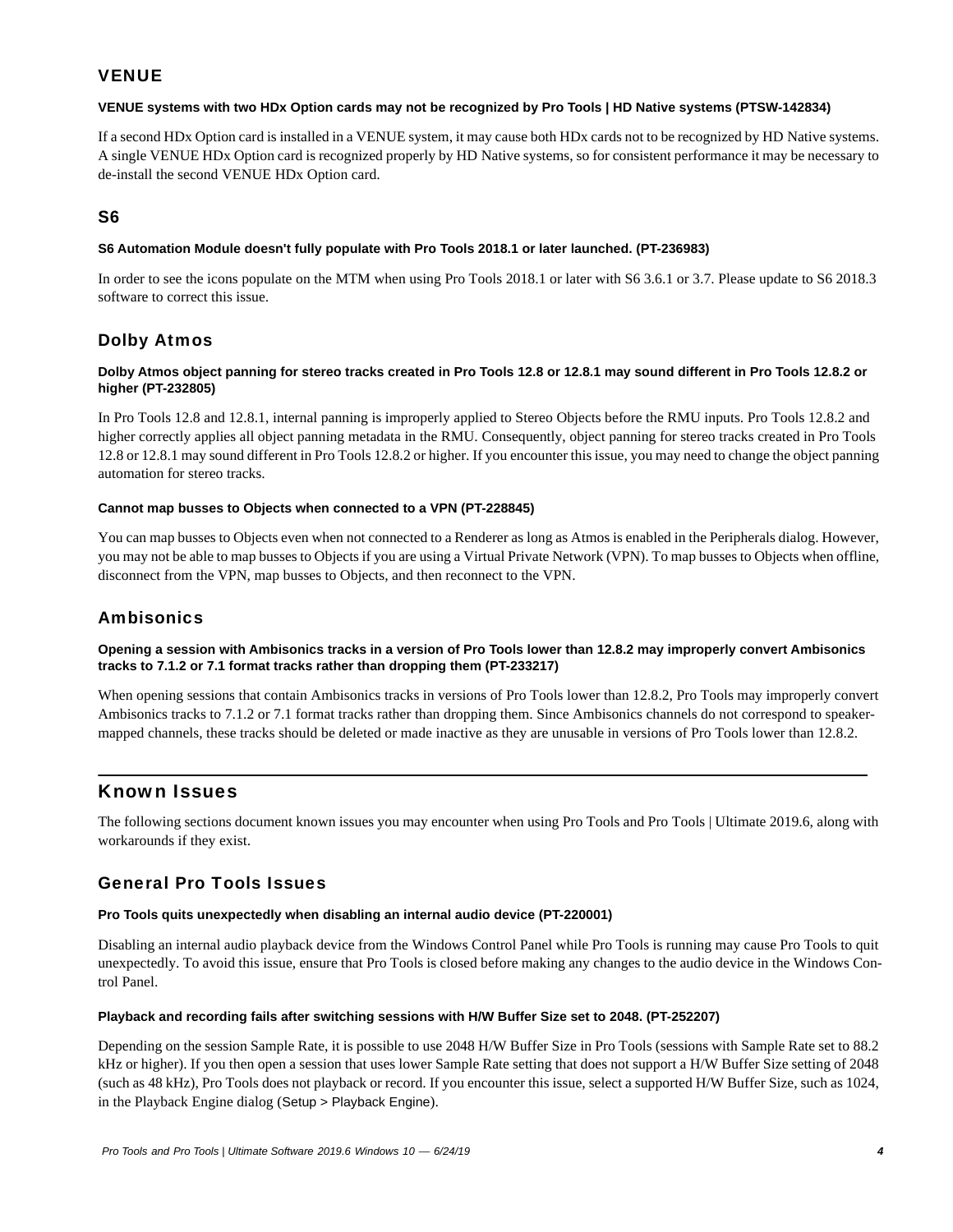## VENUE

**VENUE systems with two HDx Option cards may not be recognized by Pro Tools | HD Native systems (PTSW-142834)**

If a second HDx Option card is installed in a VENUE system, it may cause both HDx cards not to be recognized by HD Native systems. A single VENUE HDx Option card is recognized properly by HD Native systems, so for consistent performance it may be necessary to de-install the second VENUE HDx Option card.

## S6

**S6 Automation Module doesn't fully populate with Pro Tools 2018.1 or later launched. (PT-236983)**

In order to see the icons populate on the MTM when using Pro Tools 2018.1 or later with S6 3.6.1 or 3.7. Please update to S6 2018.3 software to correct this issue.

## Dolby Atmos

**Dolby Atmos object panning for stereo tracks created in Pro Tools 12.8 or 12.8.1 may sound different in Pro Tools 12.8.2 or higher (PT-232805)**

In Pro Tools 12.8 and 12.8.1, internal panning is improperly applied to Stereo Objects before the RMU inputs. Pro Tools 12.8.2 and higher correctly applies all object panning metadata in the RMU. Consequently, object panning for stereo tracks created in Pro Tools 12.8 or 12.8.1 may sound different in Pro Tools 12.8.2 or higher. If you encounter this issue, you may need to change the object panning automation for stereo tracks.

**Cannot map busses to Objects when connected to a VPN (PT-228845)**

You can map busses to Objects even when not connected to a Renderer as long as Atmos is enabled in the Peripherals dialog. However, you may not be able to map busses to Objects if you are using a Virtual Private Network (VPN). To map busses to Objects when offline, disconnect from the VPN, map busses to Objects, and then reconnect to the VPN.

## Ambisonics

**Opening a session with Ambisonics tracks in a version of Pro Tools lower than 12.8.2 may improperly convert Ambisonics tracks to 7.1.2 or 7.1 format tracks rather than dropping them (PT-233217)**

When opening sessions that contain Ambisonics tracks in versions of Pro Tools lower than 12.8.2, Pro Tools may improperly convert Ambisonics tracks to 7.1.2 or 7.1 format tracks rather than dropping them. Since Ambisonics channels do not correspond to speaker-mapped channels, these tracks should be deleted or made inactive as they are unusable in versions of Pro Tools lower than 12.8.2.

# Known Issues

The following sections document known issues you may encounter when using Pro Tools and Pro Tools | Ultimate 2019.6, along with workarounds if they exist.

## General Pro Tools Issues

**Pro Tools quits unexpectedly when disabling an internal audio device (PT-220001)**

Disabling an internal audio playback device from the Windows Control Panel while Pro Tools is running may cause Pro Tools to quit unexpectedly. To avoid this issue, ensure that Pro Tools is closed before making any changes to the audio device in the Windows Control Panel.

**Playback and recording fails after switching sessions with H/W Buffer Size set to 2048. (PT-252207)**

Depending on the session Sample Rate, it is possible to use 2048 H/W Buffer Size in Pro Tools (sessions with Sample Rate set to 88.2 kHz or higher). If you then open a session that uses lower Sample Rate setting that does not support a H/W Buffer Size setting of 2048 (such as 48 kHz), Pro Tools does not playback or record. If you encounter this issue, select a supported H/W Buffer Size, such as 1024, in the Playback Engine dialog (Setup > Playback Engine).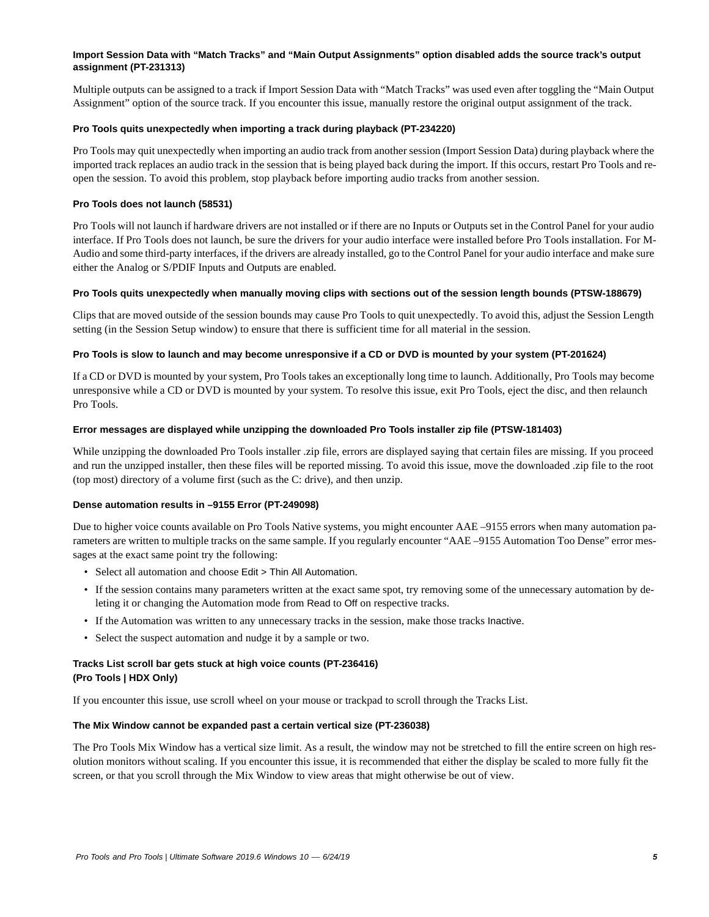#### Import Session Data with "Match Tracks" and "Main Output Assignments" option disabled adds the source track's output assignment (PT-231313)

Multiple outputs can be assigned to a track if Import Session Data with "Match Tracks" was used even after toggling the "Main Output Assignment" option of the source track. If you encounter this issue, manually restore the original output assignment of the track.

#### Pro Tools quits unexpectedly when importing a track during playback (PT-234220)

Pro Tools may quit unexpectedly when importing an audio track from another session (Import Session Data) during playback where the imported track replaces an audio track in the session that is being played back during the import. If this occurs, restart Pro Tools and re-open the session. To avoid this problem, stop playback before importing audio tracks from another session.

#### Pro Tools does not launch (58531)

Pro Tools will not launch if hardware drivers are not installed or if there are no Inputs or Outputs set in the Control Panel for your audio interface. If Pro Tools does not launch, be sure the drivers for your audio interface were installed before Pro Tools installation. For M-Audio and some third-party interfaces, if the drivers are already installed, go to the Control Panel for your audio interface and make sure either the Analog or S/PDIF Inputs and Outputs are enabled.

#### Pro Tools quits unexpectedly when manually moving clips with sections out of the session length bounds (PTSW-188679)

Clips that are moved outside of the session bounds may cause Pro Tools to quit unexpectedly. To avoid this, adjust the Session Length setting (in the Session Setup window) to ensure that there is sufficient time for all material in the session.

#### Pro Tools is slow to launch and may become unresponsive if a CD or DVD is mounted by your system (PT-201624)

If a CD or DVD is mounted by your system, Pro Tools takes an exceptionally long time to launch. Additionally, Pro Tools may become unresponsive while a CD or DVD is mounted by your system. To resolve this issue, exit Pro Tools, eject the disc, and then relaunch Pro Tools.

#### Error messages are displayed while unzipping the downloaded Pro Tools installer zip file (PTSW-181403)

While unzipping the downloaded Pro Tools installer .zip file, errors are displayed saying that certain files are missing. If you proceed and run the unzipped installer, then these files will be reported missing. To avoid this issue, move the downloaded .zip file to the root (top most) directory of a volume first (such as the C: drive), and then unzip.

#### Dense automation results in –9155 Error (PT-249098)

Due to higher voice counts available on Pro Tools Native systems, you might encounter AAE –9155 errors when many automation parameters are written to multiple tracks on the same sample. If you regularly encounter "AAE –9155 Automation Too Dense" error messages at the exact same point try the following:

- Select all automation and choose Edit > Thin All Automation.
- If the session contains many parameters written at the exact same spot, try removing some of the unnecessary automation by deleting it or changing the Automation mode from Read to Off on respective tracks.
- If the Automation was written to any unnecessary tracks in the session, make those tracks Inactive.
- Select the suspect automation and nudge it by a sample or two.

#### Tracks List scroll bar gets stuck at high voice counts (PT-236416) (Pro Tools | HDX Only)

If you encounter this issue, use scroll wheel on your mouse or trackpad to scroll through the Tracks List.

#### The Mix Window cannot be expanded past a certain vertical size (PT-236038)

The Pro Tools Mix Window has a vertical size limit. As a result, the window may not be stretched to fill the entire screen on high resolution monitors without scaling. If you encounter this issue, it is recommended that either the display be scaled to more fully fit the screen, or that you scroll through the Mix Window to view areas that might otherwise be out of view.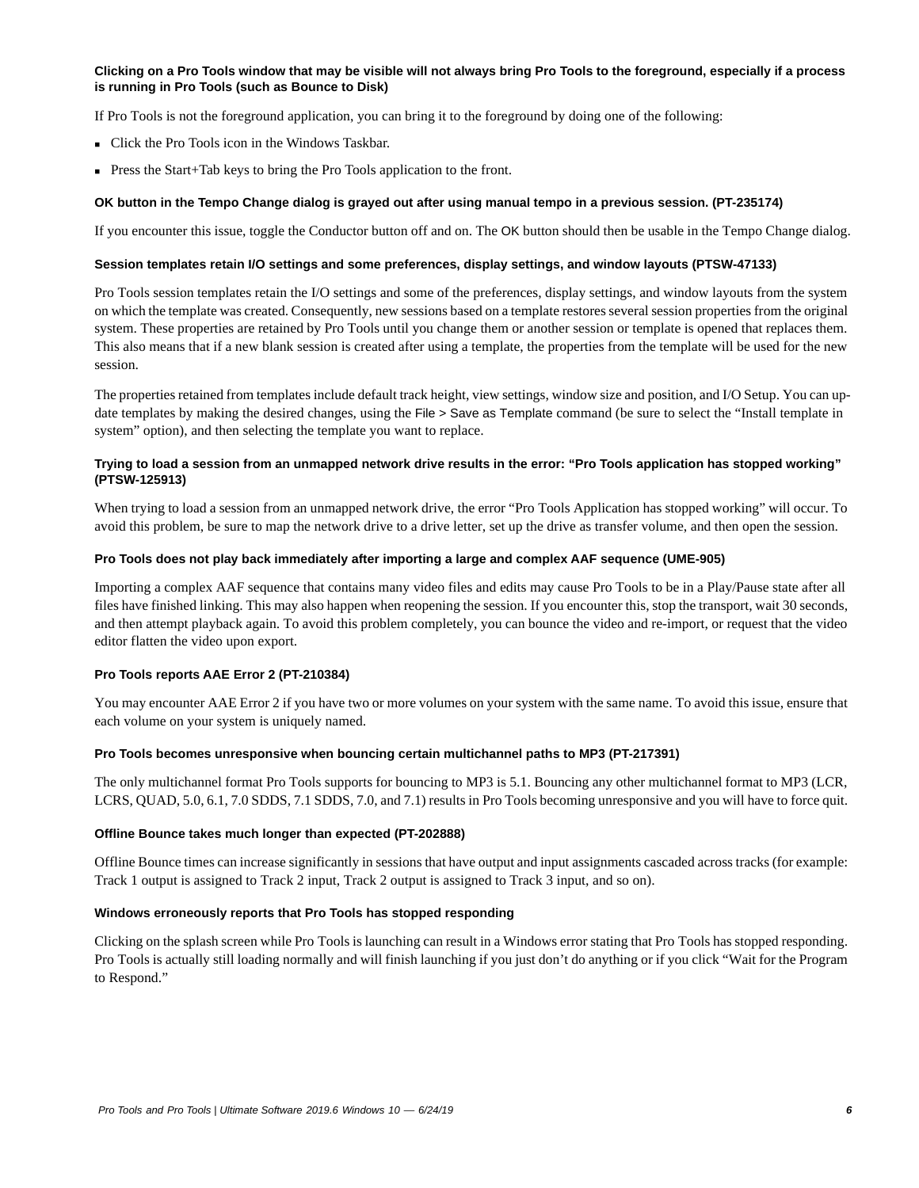#### Clicking on a Pro Tools window that may be visible will not always bring Pro Tools to the foreground, especially if a process is running in Pro Tools (such as Bounce to Disk)

If Pro Tools is not the foreground application, you can bring it to the foreground by doing one of the following:

- Click the Pro Tools icon in the Windows Taskbar.
- Press the Start+Tab keys to bring the Pro Tools application to the front.

#### OK button in the Tempo Change dialog is grayed out after using manual tempo in a previous session. (PT-235174)

If you encounter this issue, toggle the Conductor button off and on. The OK button should then be usable in the Tempo Change dialog.

#### Session templates retain I/O settings and some preferences, display settings, and window layouts (PTSW-47133)

Pro Tools session templates retain the I/O settings and some of the preferences, display settings, and window layouts from the system on which the template was created. Consequently, new sessions based on a template restores several session properties from the original system. These properties are retained by Pro Tools until you change them or another session or template is opened that replaces them. This also means that if a new blank session is created after using a template, the properties from the template will be used for the new session.

The properties retained from templates include default track height, view settings, window size and position, and I/O Setup. You can update templates by making the desired changes, using the File > Save as Template command (be sure to select the "Install template in system" option), and then selecting the template you want to replace.

#### Trying to load a session from an unmapped network drive results in the error: "Pro Tools application has stopped working" (PTSW-125913)

When trying to load a session from an unmapped network drive, the error "Pro Tools Application has stopped working" will occur. To avoid this problem, be sure to map the network drive to a drive letter, set up the drive as transfer volume, and then open the session.

#### Pro Tools does not play back immediately after importing a large and complex AAF sequence (UME-905)

Importing a complex AAF sequence that contains many video files and edits may cause Pro Tools to be in a Play/Pause state after all files have finished linking. This may also happen when reopening the session. If you encounter this, stop the transport, wait 30 seconds, and then attempt playback again. To avoid this problem completely, you can bounce the video and re-import, or request that the video editor flatten the video upon export.

#### Pro Tools reports AAE Error 2 (PT-210384)

You may encounter AAE Error 2 if you have two or more volumes on your system with the same name. To avoid this issue, ensure that each volume on your system is uniquely named.

#### Pro Tools becomes unresponsive when bouncing certain multichannel paths to MP3 (PT-217391)

The only multichannel format Pro Tools supports for bouncing to MP3 is 5.1. Bouncing any other multichannel format to MP3 (LCR, LCRS, QUAD, 5.0, 6.1, 7.0 SDDS, 7.1 SDDS, 7.0, and 7.1) results in Pro Tools becoming unresponsive and you will have to force quit.

#### Offline Bounce takes much longer than expected (PT-202888)

Offline Bounce times can increase significantly in sessions that have output and input assignments cascaded across tracks (for example: Track 1 output is assigned to Track 2 input, Track 2 output is assigned to Track 3 input, and so on).

#### Windows erroneously reports that Pro Tools has stopped responding

Clicking on the splash screen while Pro Tools is launching can result in a Windows error stating that Pro Tools has stopped responding. Pro Tools is actually still loading normally and will finish launching if you just don't do anything or if you click "Wait for the Program to Respond."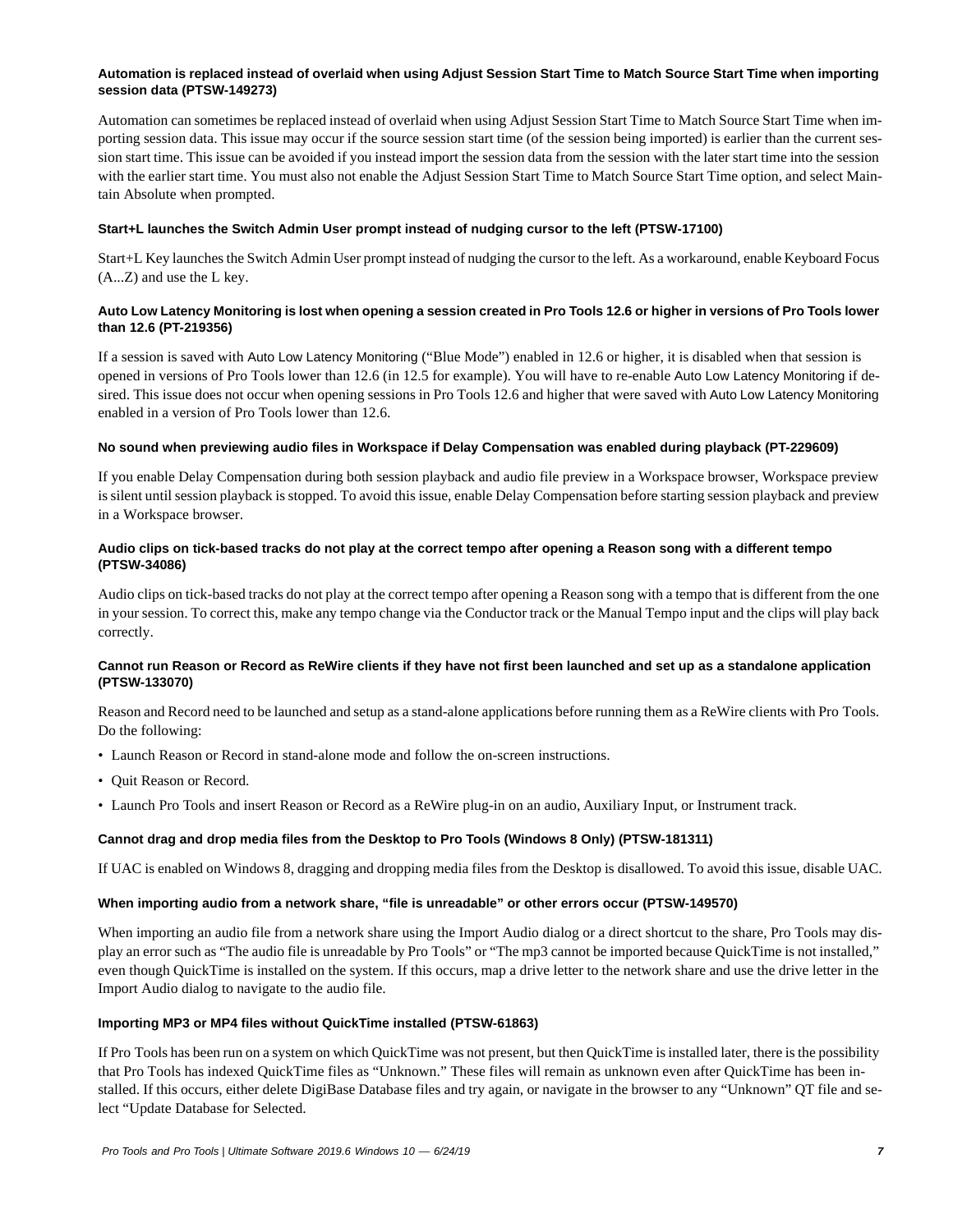#### Automation is replaced instead of overlaid when using Adjust Session Start Time to Match Source Start Time when importing session data (PTSW-149273)

Automation can sometimes be replaced instead of overlaid when using Adjust Session Start Time to Match Source Start Time when importing session data. This issue may occur if the source session start time (of the session being imported) is earlier than the current session start time. This issue can be avoided if you instead import the session data from the session with the later start time into the session with the earlier start time. You must also not enable the Adjust Session Start Time to Match Source Start Time option, and select Maintain Absolute when prompted.

#### Start+L launches the Switch Admin User prompt instead of nudging cursor to the left (PTSW-17100)

Start+L Key launches the Switch Admin User prompt instead of nudging the cursor to the left. As a workaround, enable Keyboard Focus (A...Z) and use the L key.

#### Auto Low Latency Monitoring is lost when opening a session created in Pro Tools 12.6 or higher in versions of Pro Tools lower than 12.6 (PT-219356)

If a session is saved with Auto Low Latency Monitoring ("Blue Mode") enabled in 12.6 or higher, it is disabled when that session is opened in versions of Pro Tools lower than 12.6 (in 12.5 for example). You will have to re-enable Auto Low Latency Monitoring if desired. This issue does not occur when opening sessions in Pro Tools 12.6 and higher that were saved with Auto Low Latency Monitoring enabled in a version of Pro Tools lower than 12.6.

#### No sound when previewing audio files in Workspace if Delay Compensation was enabled during playback (PT-229609)

If you enable Delay Compensation during both session playback and audio file preview in a Workspace browser, Workspace preview is silent until session playback is stopped. To avoid this issue, enable Delay Compensation before starting session playback and preview in a Workspace browser.

#### Audio clips on tick-based tracks do not play at the correct tempo after opening a Reason song with a different tempo (PTSW-34086)

Audio clips on tick-based tracks do not play at the correct tempo after opening a Reason song with a tempo that is different from the one in your session. To correct this, make any tempo change via the Conductor track or the Manual Tempo input and the clips will play back correctly.

#### Cannot run Reason or Record as ReWire clients if they have not first been launched and set up as a standalone application (PTSW-133070)

Reason and Record need to be launched and setup as a stand-alone applications before running them as a ReWire clients with Pro Tools. Do the following:

- Launch Reason or Record in stand-alone mode and follow the on-screen instructions.
- Quit Reason or Record.
- Launch Pro Tools and insert Reason or Record as a ReWire plug-in on an audio, Auxiliary Input, or Instrument track.

#### Cannot drag and drop media files from the Desktop to Pro Tools (Windows 8 Only) (PTSW-181311)

If UAC is enabled on Windows 8, dragging and dropping media files from the Desktop is disallowed. To avoid this issue, disable UAC.

#### When importing audio from a network share, "file is unreadable" or other errors occur (PTSW-149570)

When importing an audio file from a network share using the Import Audio dialog or a direct shortcut to the share, Pro Tools may display an error such as "The audio file is unreadable by Pro Tools" or "The mp3 cannot be imported because QuickTime is not installed," even though QuickTime is installed on the system. If this occurs, map a drive letter to the network share and use the drive letter in the Import Audio dialog to navigate to the audio file.

#### Importing MP3 or MP4 files without QuickTime installed (PTSW-61863)

If Pro Tools has been run on a system on which QuickTime was not present, but then QuickTime is installed later, there is the possibility that Pro Tools has indexed QuickTime files as "Unknown." These files will remain as unknown even after QuickTime has been installed. If this occurs, either delete DigiBase Database files and try again, or navigate in the browser to any "Unknown" QT file and select "Update Database for Selected.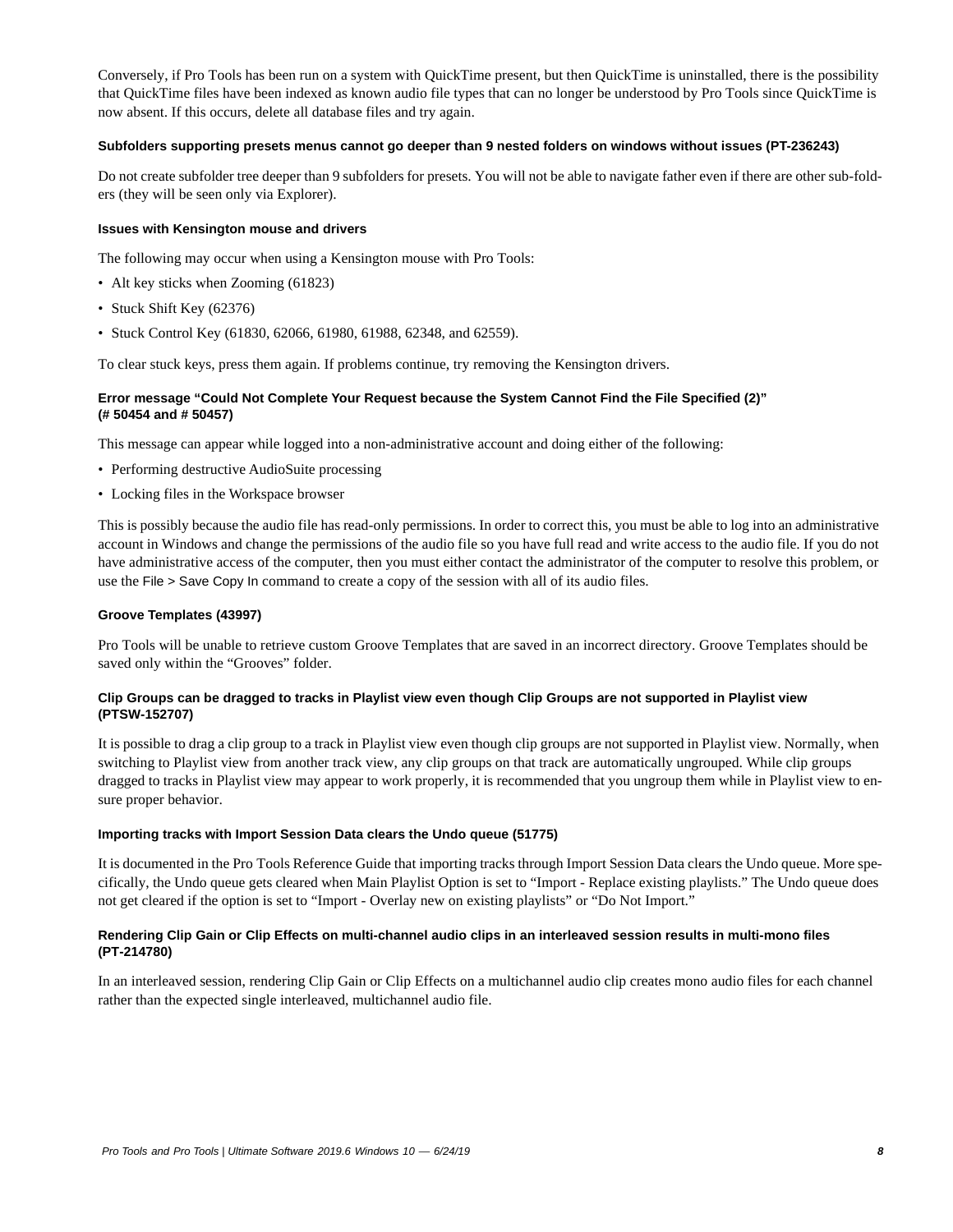Conversely, if Pro Tools has been run on a system with QuickTime present, but then QuickTime is uninstalled, there is the possibility that QuickTime files have been indexed as known audio file types that can no longer be understood by Pro Tools since QuickTime is now absent. If this occurs, delete all database files and try again.

#### Subfolders supporting presets menus cannot go deeper than 9 nested folders on windows without issues (PT-236243)

Do not create subfolder tree deeper than 9 subfolders for presets. You will not be able to navigate father even if there are other sub-folders (they will be seen only via Explorer).

#### Issues with Kensington mouse and drivers

The following may occur when using a Kensington mouse with Pro Tools:

- Alt key sticks when Zooming (61823)
- Stuck Shift Key (62376)
- Stuck Control Key (61830, 62066, 61980, 61988, 62348, and 62559).

To clear stuck keys, press them again. If problems continue, try removing the Kensington drivers.

#### Error message "Could Not Complete Your Request because the System Cannot Find the File Specified (2)" (# 50454 and # 50457)

This message can appear while logged into a non-administrative account and doing either of the following:

- Performing destructive AudioSuite processing
- Locking files in the Workspace browser

This is possibly because the audio file has read-only permissions. In order to correct this, you must be able to log into an administrative account in Windows and change the permissions of the audio file so you have full read and write access to the audio file. If you do not have administrative access of the computer, then you must either contact the administrator of the computer to resolve this problem, or use the File > Save Copy In command to create a copy of the session with all of its audio files.

#### Groove Templates (43997)

Pro Tools will be unable to retrieve custom Groove Templates that are saved in an incorrect directory. Groove Templates should be saved only within the "Grooves" folder.

#### Clip Groups can be dragged to tracks in Playlist view even though Clip Groups are not supported in Playlist view (PTSW-152707)

It is possible to drag a clip group to a track in Playlist view even though clip groups are not supported in Playlist view. Normally, when switching to Playlist view from another track view, any clip groups on that track are automatically ungrouped. While clip groups dragged to tracks in Playlist view may appear to work properly, it is recommended that you ungroup them while in Playlist view to ensure proper behavior.

#### Importing tracks with Import Session Data clears the Undo queue (51775)

It is documented in the Pro Tools Reference Guide that importing tracks through Import Session Data clears the Undo queue. More specifically, the Undo queue gets cleared when Main Playlist Option is set to "Import - Replace existing playlists." The Undo queue does not get cleared if the option is set to "Import - Overlay new on existing playlists" or "Do Not Import."

#### Rendering Clip Gain or Clip Effects on multi-channel audio clips in an interleaved session results in multi-mono files (PT-214780)

In an interleaved session, rendering Clip Gain or Clip Effects on a multichannel audio clip creates mono audio files for each channel rather than the expected single interleaved, multichannel audio file.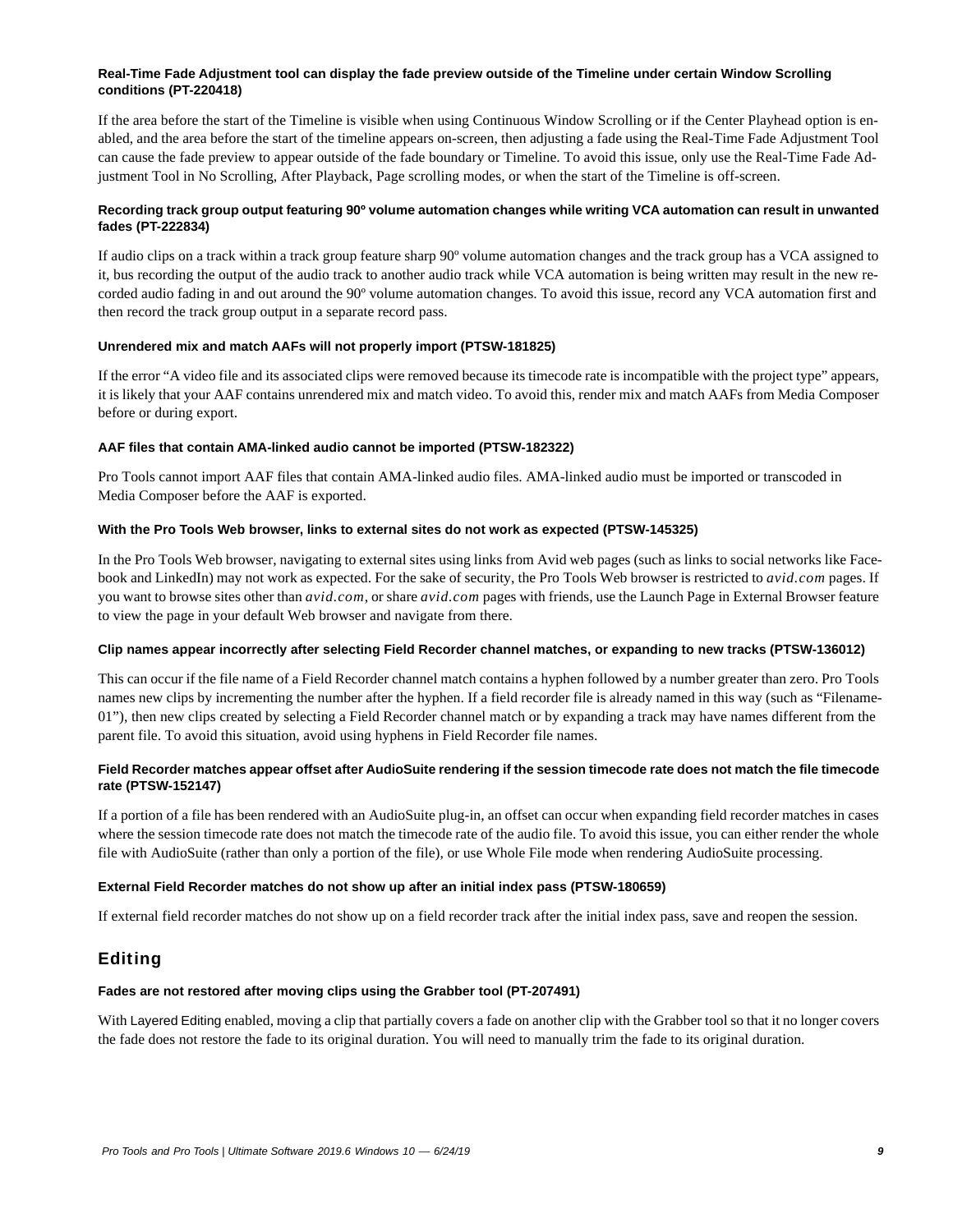**Real-Time Fade Adjustment tool can display the fade preview outside of the Timeline under certain Window Scrolling conditions (PT-220418)**

If the area before the start of the Timeline is visible when using Continuous Window Scrolling or if the Center Playhead option is enabled, and the area before the start of the timeline appears on-screen, then adjusting a fade using the Real-Time Fade Adjustment Tool can cause the fade preview to appear outside of the fade boundary or Timeline. To avoid this issue, only use the Real-Time Fade Adjustment Tool in No Scrolling, After Playback, Page scrolling modes, or when the start of the Timeline is off-screen.

**Recording track group output featuring 90º volume automation changes while writing VCA automation can result in unwanted fades (PT-222834)**

If audio clips on a track within a track group feature sharp 90º volume automation changes and the track group has a VCA assigned to it, bus recording the output of the audio track to another audio track while VCA automation is being written may result in the new recorded audio fading in and out around the 90º volume automation changes. To avoid this issue, record any VCA automation first and then record the track group output in a separate record pass.

**Unrendered mix and match AAFs will not properly import (PTSW-181825)**

If the error "A video file and its associated clips were removed because its timecode rate is incompatible with the project type" appears, it is likely that your AAF contains unrendered mix and match video. To avoid this, render mix and match AAFs from Media Composer before or during export.

**AAF files that contain AMA-linked audio cannot be imported (PTSW-182322)**

Pro Tools cannot import AAF files that contain AMA-linked audio files. AMA-linked audio must be imported or transcoded in Media Composer before the AAF is exported.

**With the Pro Tools Web browser, links to external sites do not work as expected (PTSW-145325)**

In the Pro Tools Web browser, navigating to external sites using links from Avid web pages (such as links to social networks like Facebook and LinkedIn) may not work as expected. For the sake of security, the Pro Tools Web browser is restricted to *avid.com* pages. If you want to browse sites other than *avid.com*, or share *avid.com* pages with friends, use the Launch Page in External Browser feature to view the page in your default Web browser and navigate from there.

**Clip names appear incorrectly after selecting Field Recorder channel matches, or expanding to new tracks (PTSW-136012)**

This can occur if the file name of a Field Recorder channel match contains a hyphen followed by a number greater than zero. Pro Tools names new clips by incrementing the number after the hyphen. If a field recorder file is already named in this way (such as "Filename-01"), then new clips created by selecting a Field Recorder channel match or by expanding a track may have names different from the parent file. To avoid this situation, avoid using hyphens in Field Recorder file names.

**Field Recorder matches appear offset after AudioSuite rendering if the session timecode rate does not match the file timecode rate (PTSW-152147)**

If a portion of a file has been rendered with an AudioSuite plug-in, an offset can occur when expanding field recorder matches in cases where the session timecode rate does not match the timecode rate of the audio file. To avoid this issue, you can either render the whole file with AudioSuite (rather than only a portion of the file), or use Whole File mode when rendering AudioSuite processing.

**External Field Recorder matches do not show up after an initial index pass (PTSW-180659)**

If external field recorder matches do not show up on a field recorder track after the initial index pass, save and reopen the session.

## Editing

**Fades are not restored after moving clips using the Grabber tool (PT-207491)**

With Layered Editing enabled, moving a clip that partially covers a fade on another clip with the Grabber tool so that it no longer covers the fade does not restore the fade to its original duration. You will need to manually trim the fade to its original duration.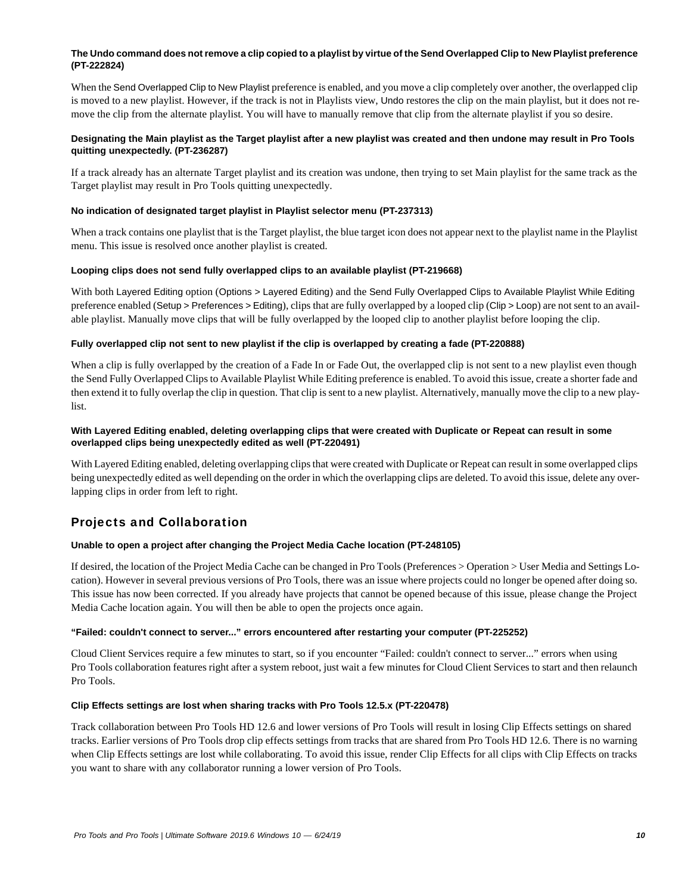**The Undo command does not remove a clip copied to a playlist by virtue of the Send Overlapped Clip to New Playlist preference (PT-222824)**

When the Send Overlapped Clip to New Playlist preference is enabled, and you move a clip completely over another, the overlapped clip is moved to a new playlist. However, if the track is not in Playlists view, Undo restores the clip on the main playlist, but it does not remove the clip from the alternate playlist. You will have to manually remove that clip from the alternate playlist if you so desire.

**Designating the Main playlist as the Target playlist after a new playlist was created and then undone may result in Pro Tools quitting unexpectedly. (PT-236287)**

If a track already has an alternate Target playlist and its creation was undone, then trying to set Main playlist for the same track as the Target playlist may result in Pro Tools quitting unexpectedly.

**No indication of designated target playlist in Playlist selector menu (PT-237313)**

When a track contains one playlist that is the Target playlist, the blue target icon does not appear next to the playlist name in the Playlist menu. This issue is resolved once another playlist is created.

**Looping clips does not send fully overlapped clips to an available playlist (PT-219668)**

With both Layered Editing option (Options > Layered Editing) and the Send Fully Overlapped Clips to Available Playlist While Editing preference enabled (Setup > Preferences > Editing), clips that are fully overlapped by a looped clip (Clip > Loop) are not sent to an available playlist. Manually move clips that will be fully overlapped by the looped clip to another playlist before looping the clip.

**Fully overlapped clip not sent to new playlist if the clip is overlapped by creating a fade (PT-220888)**

When a clip is fully overlapped by the creation of a Fade In or Fade Out, the overlapped clip is not sent to a new playlist even though the Send Fully Overlapped Clips to Available Playlist While Editing preference is enabled. To avoid this issue, create a shorter fade and then extend it to fully overlap the clip in question. That clip is sent to a new playlist. Alternatively, manually move the clip to a new playlist.

**With Layered Editing enabled, deleting overlapping clips that were created with Duplicate or Repeat can result in some overlapped clips being unexpectedly edited as well (PT-220491)**

With Layered Editing enabled, deleting overlapping clips that were created with Duplicate or Repeat can result in some overlapped clips being unexpectedly edited as well depending on the order in which the overlapping clips are deleted. To avoid this issue, delete any overlapping clips in order from left to right.

## Projects and Collaboration

**Unable to open a project after changing the Project Media Cache location (PT-248105)**

If desired, the location of the Project Media Cache can be changed in Pro Tools (Preferences > Operation > User Media and Settings Location). However in several previous versions of Pro Tools, there was an issue where projects could no longer be opened after doing so. This issue has now been corrected. If you already have projects that cannot be opened because of this issue, please change the Project Media Cache location again. You will then be able to open the projects once again.

**"Failed: couldn't connect to server..." errors encountered after restarting your computer (PT-225252)**

Cloud Client Services require a few minutes to start, so if you encounter "Failed: couldn't connect to server..." errors when using Pro Tools collaboration features right after a system reboot, just wait a few minutes for Cloud Client Services to start and then relaunch Pro Tools.

**Clip Effects settings are lost when sharing tracks with Pro Tools 12.5.x (PT-220478)**

Track collaboration between Pro Tools HD 12.6 and lower versions of Pro Tools will result in losing Clip Effects settings on shared tracks. Earlier versions of Pro Tools drop clip effects settings from tracks that are shared from Pro Tools HD 12.6. There is no warning when Clip Effects settings are lost while collaborating. To avoid this issue, render Clip Effects for all clips with Clip Effects on tracks you want to share with any collaborator running a lower version of Pro Tools.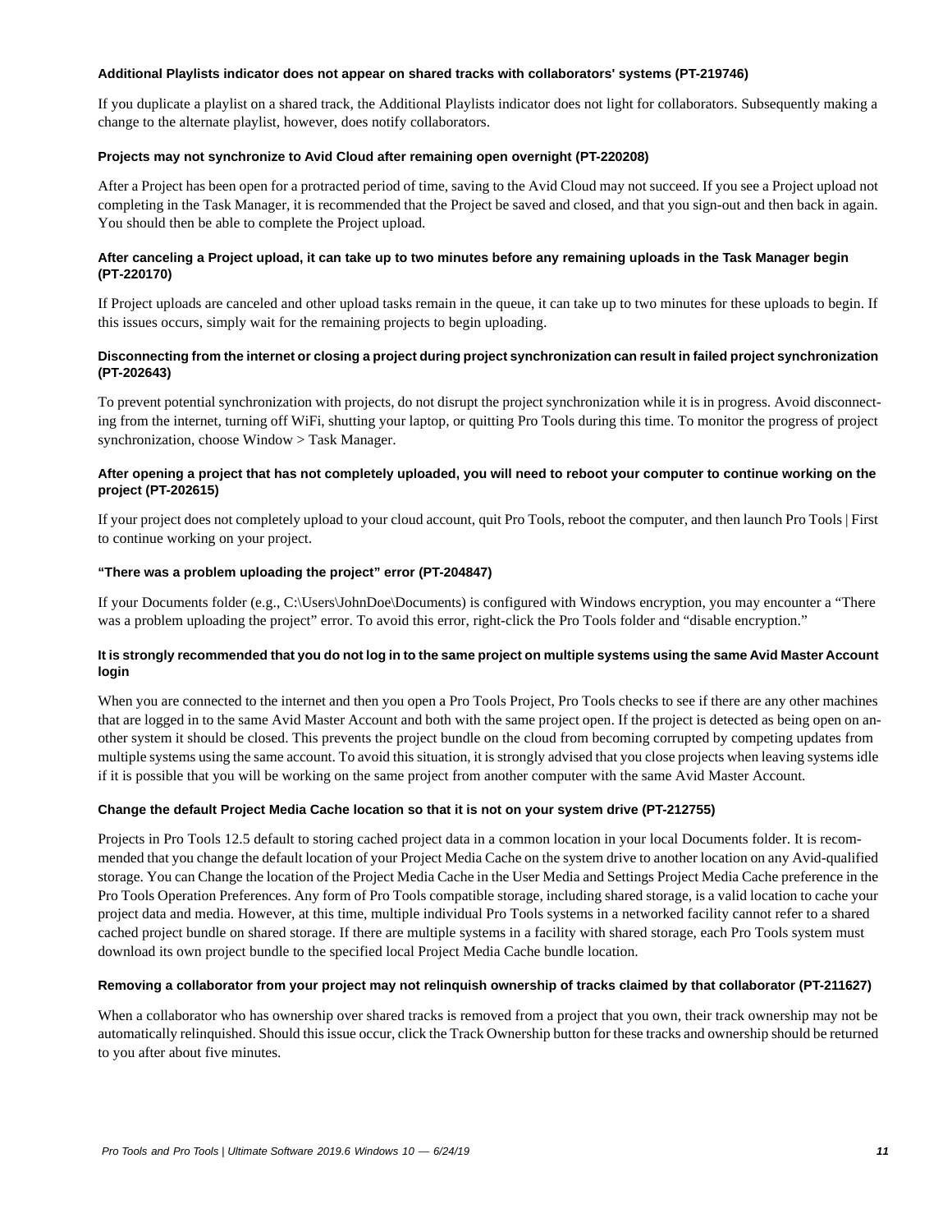#### Additional Playlists indicator does not appear on shared tracks with collaborators' systems (PT-219746)

If you duplicate a playlist on a shared track, the Additional Playlists indicator does not light for collaborators. Subsequently making a change to the alternate playlist, however, does notify collaborators.

#### Projects may not synchronize to Avid Cloud after remaining open overnight (PT-220208)

After a Project has been open for a protracted period of time, saving to the Avid Cloud may not succeed. If you see a Project upload not completing in the Task Manager, it is recommended that the Project be saved and closed, and that you sign-out and then back in again. You should then be able to complete the Project upload.

#### After canceling a Project upload, it can take up to two minutes before any remaining uploads in the Task Manager begin (PT-220170)

If Project uploads are canceled and other upload tasks remain in the queue, it can take up to two minutes for these uploads to begin. If this issues occurs, simply wait for the remaining projects to begin uploading.

#### Disconnecting from the internet or closing a project during project synchronization can result in failed project synchronization (PT-202643)

To prevent potential synchronization with projects, do not disrupt the project synchronization while it is in progress. Avoid disconnecting from the internet, turning off WiFi, shutting your laptop, or quitting Pro Tools during this time. To monitor the progress of project synchronization, choose Window > Task Manager.

#### After opening a project that has not completely uploaded, you will need to reboot your computer to continue working on the project (PT-202615)

If your project does not completely upload to your cloud account, quit Pro Tools, reboot the computer, and then launch Pro Tools | First to continue working on your project.

#### "There was a problem uploading the project" error (PT-204847)

If your Documents folder (e.g., C:\Users\JohnDoe\Documents) is configured with Windows encryption, you may encounter a "There was a problem uploading the project" error. To avoid this error, right-click the Pro Tools folder and "disable encryption."

#### It is strongly recommended that you do not log in to the same project on multiple systems using the same Avid Master Account login

When you are connected to the internet and then you open a Pro Tools Project, Pro Tools checks to see if there are any other machines that are logged in to the same Avid Master Account and both with the same project open. If the project is detected as being open on another system it should be closed. This prevents the project bundle on the cloud from becoming corrupted by competing updates from multiple systems using the same account. To avoid this situation, it is strongly advised that you close projects when leaving systems idle if it is possible that you will be working on the same project from another computer with the same Avid Master Account.

#### Change the default Project Media Cache location so that it is not on your system drive (PT-212755)

Projects in Pro Tools 12.5 default to storing cached project data in a common location in your local Documents folder. It is recommended that you change the default location of your Project Media Cache on the system drive to another location on any Avid-qualified storage. You can Change the location of the Project Media Cache in the User Media and Settings Project Media Cache preference in the Pro Tools Operation Preferences. Any form of Pro Tools compatible storage, including shared storage, is a valid location to cache your project data and media. However, at this time, multiple individual Pro Tools systems in a networked facility cannot refer to a shared cached project bundle on shared storage. If there are multiple systems in a facility with shared storage, each Pro Tools system must download its own project bundle to the specified local Project Media Cache bundle location.

#### Removing a collaborator from your project may not relinquish ownership of tracks claimed by that collaborator (PT-211627)

When a collaborator who has ownership over shared tracks is removed from a project that you own, their track ownership may not be automatically relinquished. Should this issue occur, click the Track Ownership button for these tracks and ownership should be returned to you after about five minutes.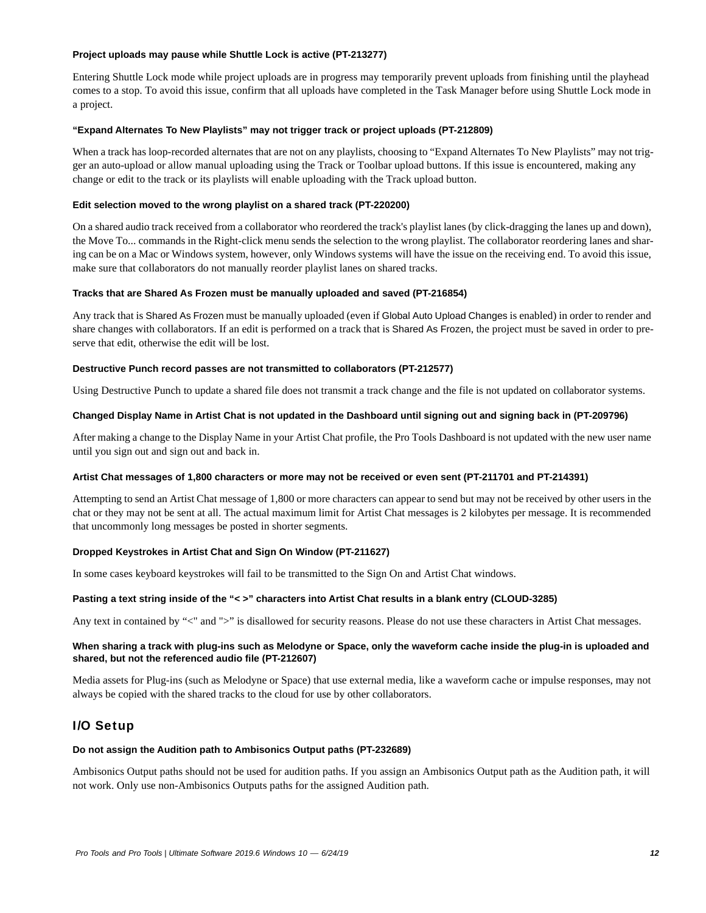#### Project uploads may pause while Shuttle Lock is active (PT-213277)

Entering Shuttle Lock mode while project uploads are in progress may temporarily prevent uploads from finishing until the playhead comes to a stop. To avoid this issue, confirm that all uploads have completed in the Task Manager before using Shuttle Lock mode in a project.

#### "Expand Alternates To New Playlists" may not trigger track or project uploads (PT-212809)

When a track has loop-recorded alternates that are not on any playlists, choosing to "Expand Alternates To New Playlists" may not trigger an auto-upload or allow manual uploading using the Track or Toolbar upload buttons. If this issue is encountered, making any change or edit to the track or its playlists will enable uploading with the Track upload button.

#### Edit selection moved to the wrong playlist on a shared track (PT-220200)

On a shared audio track received from a collaborator who reordered the track's playlist lanes (by click-dragging the lanes up and down), the Move To... commands in the Right-click menu sends the selection to the wrong playlist. The collaborator reordering lanes and sharing can be on a Mac or Windows system, however, only Windows systems will have the issue on the receiving end. To avoid this issue, make sure that collaborators do not manually reorder playlist lanes on shared tracks.

#### Tracks that are Shared As Frozen must be manually uploaded and saved (PT-216854)

Any track that is Shared As Frozen must be manually uploaded (even if Global Auto Upload Changes is enabled) in order to render and share changes with collaborators. If an edit is performed on a track that is Shared As Frozen, the project must be saved in order to preserve that edit, otherwise the edit will be lost.

#### Destructive Punch record passes are not transmitted to collaborators (PT-212577)

Using Destructive Punch to update a shared file does not transmit a track change and the file is not updated on collaborator systems.

#### Changed Display Name in Artist Chat is not updated in the Dashboard until signing out and signing back in (PT-209796)

After making a change to the Display Name in your Artist Chat profile, the Pro Tools Dashboard is not updated with the new user name until you sign out and sign out and back in.

#### Artist Chat messages of 1,800 characters or more may not be received or even sent (PT-211701 and PT-214391)

Attempting to send an Artist Chat message of 1,800 or more characters can appear to send but may not be received by other users in the chat or they may not be sent at all. The actual maximum limit for Artist Chat messages is 2 kilobytes per message. It is recommended that uncommonly long messages be posted in shorter segments.

#### Dropped Keystrokes in Artist Chat and Sign On Window (PT-211627)

In some cases keyboard keystrokes will fail to be transmitted to the Sign On and Artist Chat windows.

#### Pasting a text string inside of the "< >" characters into Artist Chat results in a blank entry (CLOUD-3285)

Any text in contained by "<" and ">" is disallowed for security reasons. Please do not use these characters in Artist Chat messages.

#### When sharing a track with plug-ins such as Melodyne or Space, only the waveform cache inside the plug-in is uploaded and shared, but not the referenced audio file (PT-212607)

Media assets for Plug-ins (such as Melodyne or Space) that use external media, like a waveform cache or impulse responses, may not always be copied with the shared tracks to the cloud for use by other collaborators.

## I/O Setup

#### Do not assign the Audition path to Ambisonics Output paths (PT-232689)

Ambisonics Output paths should not be used for audition paths. If you assign an Ambisonics Output path as the Audition path, it will not work. Only use non-Ambisonics Outputs paths for the assigned Audition path.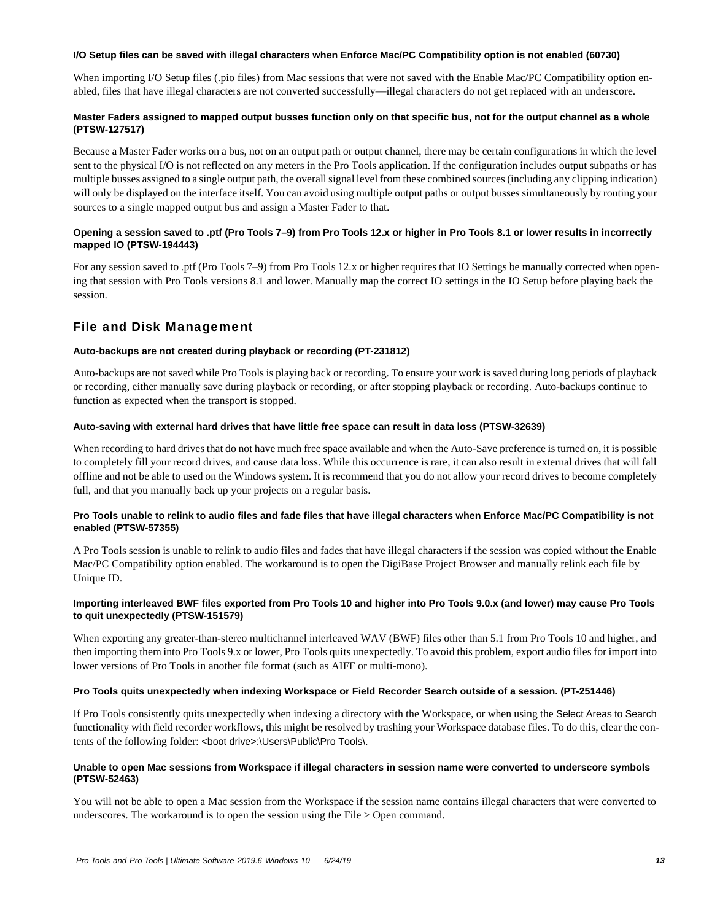#### I/O Setup files can be saved with illegal characters when Enforce Mac/PC Compatibility option is not enabled (60730)

When importing I/O Setup files (.pio files) from Mac sessions that were not saved with the Enable Mac/PC Compatibility option enabled, files that have illegal characters are not converted successfully—illegal characters do not get replaced with an underscore.

#### Master Faders assigned to mapped output busses function only on that specific bus, not for the output channel as a whole (PTSW-127517)

Because a Master Fader works on a bus, not on an output path or output channel, there may be certain configurations in which the level sent to the physical I/O is not reflected on any meters in the Pro Tools application. If the configuration includes output subpaths or has multiple busses assigned to a single output path, the overall signal level from these combined sources (including any clipping indication) will only be displayed on the interface itself. You can avoid using multiple output paths or output busses simultaneously by routing your sources to a single mapped output bus and assign a Master Fader to that.

#### Opening a session saved to .ptf (Pro Tools 7–9) from Pro Tools 12.x or higher in Pro Tools 8.1 or lower results in incorrectly mapped IO (PTSW-194443)

For any session saved to .ptf (Pro Tools 7–9) from Pro Tools 12.x or higher requires that IO Settings be manually corrected when opening that session with Pro Tools versions 8.1 and lower. Manually map the correct IO settings in the IO Setup before playing back the session.

## File and Disk Management

#### Auto-backups are not created during playback or recording (PT-231812)

Auto-backups are not saved while Pro Tools is playing back or recording. To ensure your work is saved during long periods of playback or recording, either manually save during playback or recording, or after stopping playback or recording. Auto-backups continue to function as expected when the transport is stopped.

#### Auto-saving with external hard drives that have little free space can result in data loss (PTSW-32639)

When recording to hard drives that do not have much free space available and when the Auto-Save preference is turned on, it is possible to completely fill your record drives, and cause data loss. While this occurrence is rare, it can also result in external drives that will fall offline and not be able to used on the Windows system. It is recommend that you do not allow your record drives to become completely full, and that you manually back up your projects on a regular basis.

#### Pro Tools unable to relink to audio files and fade files that have illegal characters when Enforce Mac/PC Compatibility is not enabled (PTSW-57355)

A Pro Tools session is unable to relink to audio files and fades that have illegal characters if the session was copied without the Enable Mac/PC Compatibility option enabled. The workaround is to open the DigiBase Project Browser and manually relink each file by Unique ID.

#### Importing interleaved BWF files exported from Pro Tools 10 and higher into Pro Tools 9.0.x (and lower) may cause Pro Tools to quit unexpectedly (PTSW-151579)

When exporting any greater-than-stereo multichannel interleaved WAV (BWF) files other than 5.1 from Pro Tools 10 and higher, and then importing them into Pro Tools 9.x or lower, Pro Tools quits unexpectedly. To avoid this problem, export audio files for import into lower versions of Pro Tools in another file format (such as AIFF or multi-mono).

#### Pro Tools quits unexpectedly when indexing Workspace or Field Recorder Search outside of a session. (PT-251446)

If Pro Tools consistently quits unexpectedly when indexing a directory with the Workspace, or when using the Select Areas to Search functionality with field recorder workflows, this might be resolved by trashing your Workspace database files. To do this, clear the contents of the following folder: <boot drive>:\Users\Public\Pro Tools\.

#### Unable to open Mac sessions from Workspace if illegal characters in session name were converted to underscore symbols (PTSW-52463)

You will not be able to open a Mac session from the Workspace if the session name contains illegal characters that were converted to underscores. The workaround is to open the session using the File > Open command.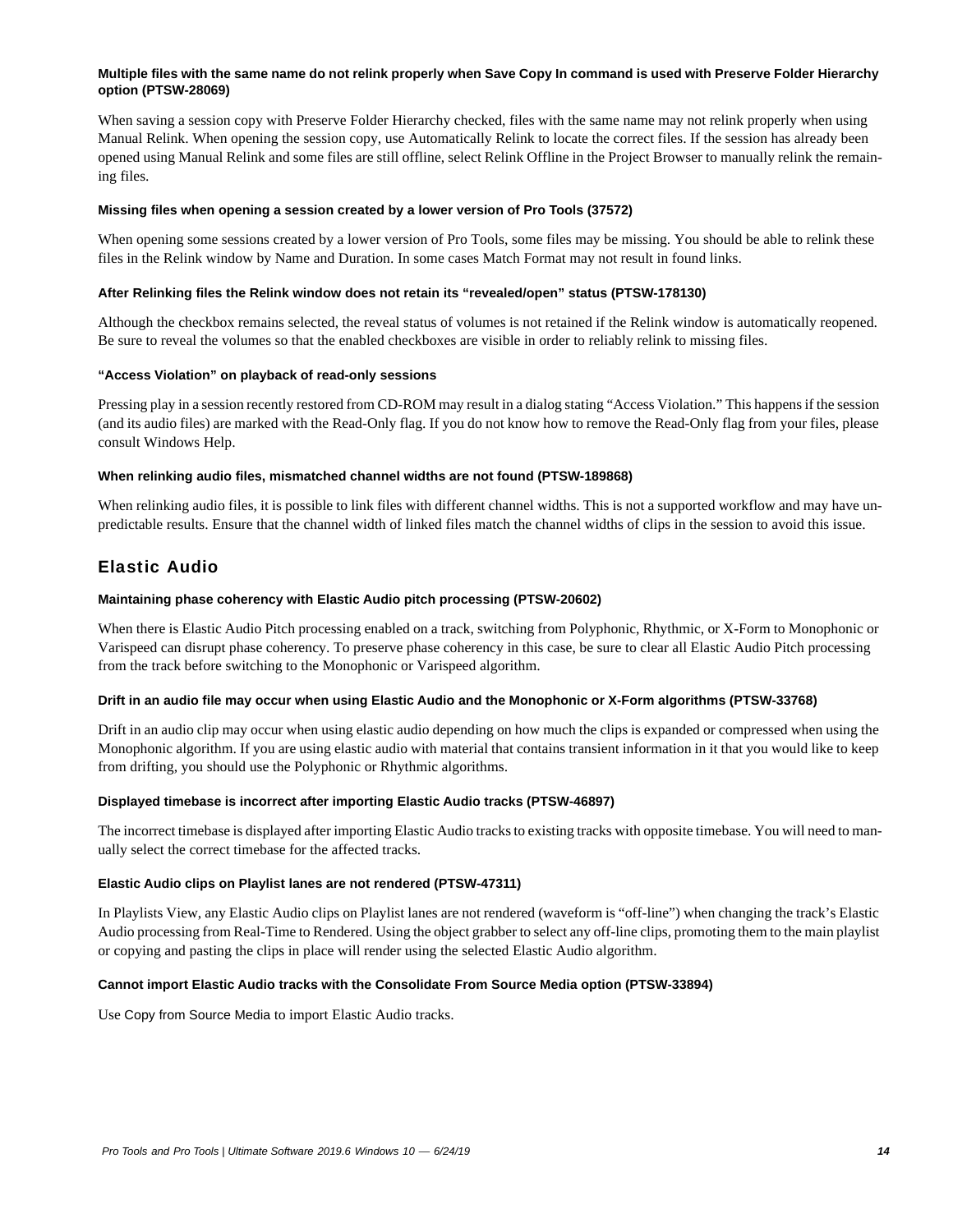#### Multiple files with the same name do not relink properly when Save Copy In command is used with Preserve Folder Hierarchy option (PTSW-28069)

When saving a session copy with Preserve Folder Hierarchy checked, files with the same name may not relink properly when using Manual Relink. When opening the session copy, use Automatically Relink to locate the correct files. If the session has already been opened using Manual Relink and some files are still offline, select Relink Offline in the Project Browser to manually relink the remaining files.

#### Missing files when opening a session created by a lower version of Pro Tools (37572)

When opening some sessions created by a lower version of Pro Tools, some files may be missing. You should be able to relink these files in the Relink window by Name and Duration. In some cases Match Format may not result in found links.

#### After Relinking files the Relink window does not retain its "revealed/open" status (PTSW-178130)

Although the checkbox remains selected, the reveal status of volumes is not retained if the Relink window is automatically reopened. Be sure to reveal the volumes so that the enabled checkboxes are visible in order to reliably relink to missing files.

#### "Access Violation" on playback of read-only sessions

Pressing play in a session recently restored from CD-ROM may result in a dialog stating "Access Violation." This happens if the session (and its audio files) are marked with the Read-Only flag. If you do not know how to remove the Read-Only flag from your files, please consult Windows Help.

#### When relinking audio files, mismatched channel widths are not found (PTSW-189868)

When relinking audio files, it is possible to link files with different channel widths. This is not a supported workflow and may have unpredictable results. Ensure that the channel width of linked files match the channel widths of clips in the session to avoid this issue.

## Elastic Audio

#### Maintaining phase coherency with Elastic Audio pitch processing (PTSW-20602)

When there is Elastic Audio Pitch processing enabled on a track, switching from Polyphonic, Rhythmic, or X-Form to Monophonic or Varispeed can disrupt phase coherency. To preserve phase coherency in this case, be sure to clear all Elastic Audio Pitch processing from the track before switching to the Monophonic or Varispeed algorithm.

#### Drift in an audio file may occur when using Elastic Audio and the Monophonic or X-Form algorithms (PTSW-33768)

Drift in an audio clip may occur when using elastic audio depending on how much the clips is expanded or compressed when using the Monophonic algorithm. If you are using elastic audio with material that contains transient information in it that you would like to keep from drifting, you should use the Polyphonic or Rhythmic algorithms.

#### Displayed timebase is incorrect after importing Elastic Audio tracks (PTSW-46897)

The incorrect timebase is displayed after importing Elastic Audio tracks to existing tracks with opposite timebase. You will need to manually select the correct timebase for the affected tracks.

#### Elastic Audio clips on Playlist lanes are not rendered (PTSW-47311)

In Playlists View, any Elastic Audio clips on Playlist lanes are not rendered (waveform is "off-line") when changing the track's Elastic Audio processing from Real-Time to Rendered. Using the object grabber to select any off-line clips, promoting them to the main playlist or copying and pasting the clips in place will render using the selected Elastic Audio algorithm.

#### Cannot import Elastic Audio tracks with the Consolidate From Source Media option (PTSW-33894)

Use Copy from Source Media to import Elastic Audio tracks.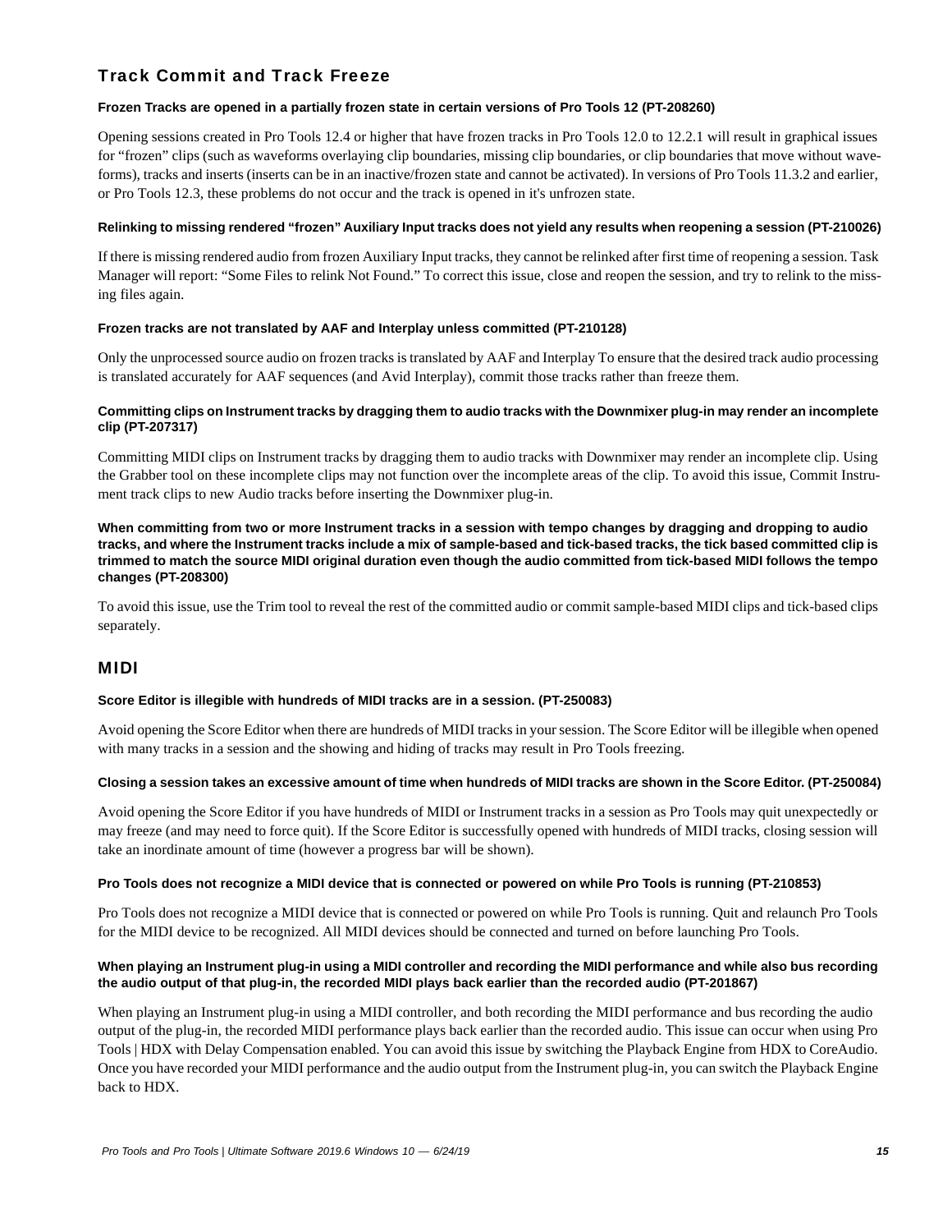## Track Commit and Track Freeze

#### Frozen Tracks are opened in a partially frozen state in certain versions of Pro Tools 12 (PT-208260)

Opening sessions created in Pro Tools 12.4 or higher that have frozen tracks in Pro Tools 12.0 to 12.2.1 will result in graphical issues for "frozen" clips (such as waveforms overlaying clip boundaries, missing clip boundaries, or clip boundaries that move without waveforms), tracks and inserts (inserts can be in an inactive/frozen state and cannot be activated). In versions of Pro Tools 11.3.2 and earlier, or Pro Tools 12.3, these problems do not occur and the track is opened in it's unfrozen state.

#### Relinking to missing rendered "frozen" Auxiliary Input tracks does not yield any results when reopening a session (PT-210026)

If there is missing rendered audio from frozen Auxiliary Input tracks, they cannot be relinked after first time of reopening a session. Task Manager will report: "Some Files to relink Not Found." To correct this issue, close and reopen the session, and try to relink to the missing files again.

#### Frozen tracks are not translated by AAF and Interplay unless committed (PT-210128)

Only the unprocessed source audio on frozen tracks is translated by AAF and Interplay To ensure that the desired track audio processing is translated accurately for AAF sequences (and Avid Interplay), commit those tracks rather than freeze them.

#### Committing clips on Instrument tracks by dragging them to audio tracks with the Downmixer plug-in may render an incomplete clip (PT-207317)

Committing MIDI clips on Instrument tracks by dragging them to audio tracks with Downmixer may render an incomplete clip. Using the Grabber tool on these incomplete clips may not function over the incomplete areas of the clip. To avoid this issue, Commit Instrument track clips to new Audio tracks before inserting the Downmixer plug-in.

#### When committing from two or more Instrument tracks in a session with tempo changes by dragging and dropping to audio tracks, and where the Instrument tracks include a mix of sample-based and tick-based tracks, the tick based committed clip is trimmed to match the source MIDI original duration even though the audio committed from tick-based MIDI follows the tempo changes (PT-208300)

To avoid this issue, use the Trim tool to reveal the rest of the committed audio or commit sample-based MIDI clips and tick-based clips separately.

## MIDI

#### Score Editor is illegible with hundreds of MIDI tracks are in a session. (PT-250083)

Avoid opening the Score Editor when there are hundreds of MIDI tracks in your session. The Score Editor will be illegible when opened with many tracks in a session and the showing and hiding of tracks may result in Pro Tools freezing.

#### Closing a session takes an excessive amount of time when hundreds of MIDI tracks are shown in the Score Editor. (PT-250084)

Avoid opening the Score Editor if you have hundreds of MIDI or Instrument tracks in a session as Pro Tools may quit unexpectedly or may freeze (and may need to force quit). If the Score Editor is successfully opened with hundreds of MIDI tracks, closing session will take an inordinate amount of time (however a progress bar will be shown).

#### Pro Tools does not recognize a MIDI device that is connected or powered on while Pro Tools is running (PT-210853)

Pro Tools does not recognize a MIDI device that is connected or powered on while Pro Tools is running. Quit and relaunch Pro Tools for the MIDI device to be recognized. All MIDI devices should be connected and turned on before launching Pro Tools.

#### When playing an Instrument plug-in using a MIDI controller and recording the MIDI performance and while also bus recording the audio output of that plug-in, the recorded MIDI plays back earlier than the recorded audio (PT-201867)

When playing an Instrument plug-in using a MIDI controller, and both recording the MIDI performance and bus recording the audio output of the plug-in, the recorded MIDI performance plays back earlier than the recorded audio. This issue can occur when using Pro Tools | HDX with Delay Compensation enabled. You can avoid this issue by switching the Playback Engine from HDX to CoreAudio. Once you have recorded your MIDI performance and the audio output from the Instrument plug-in, you can switch the Playback Engine back to HDX.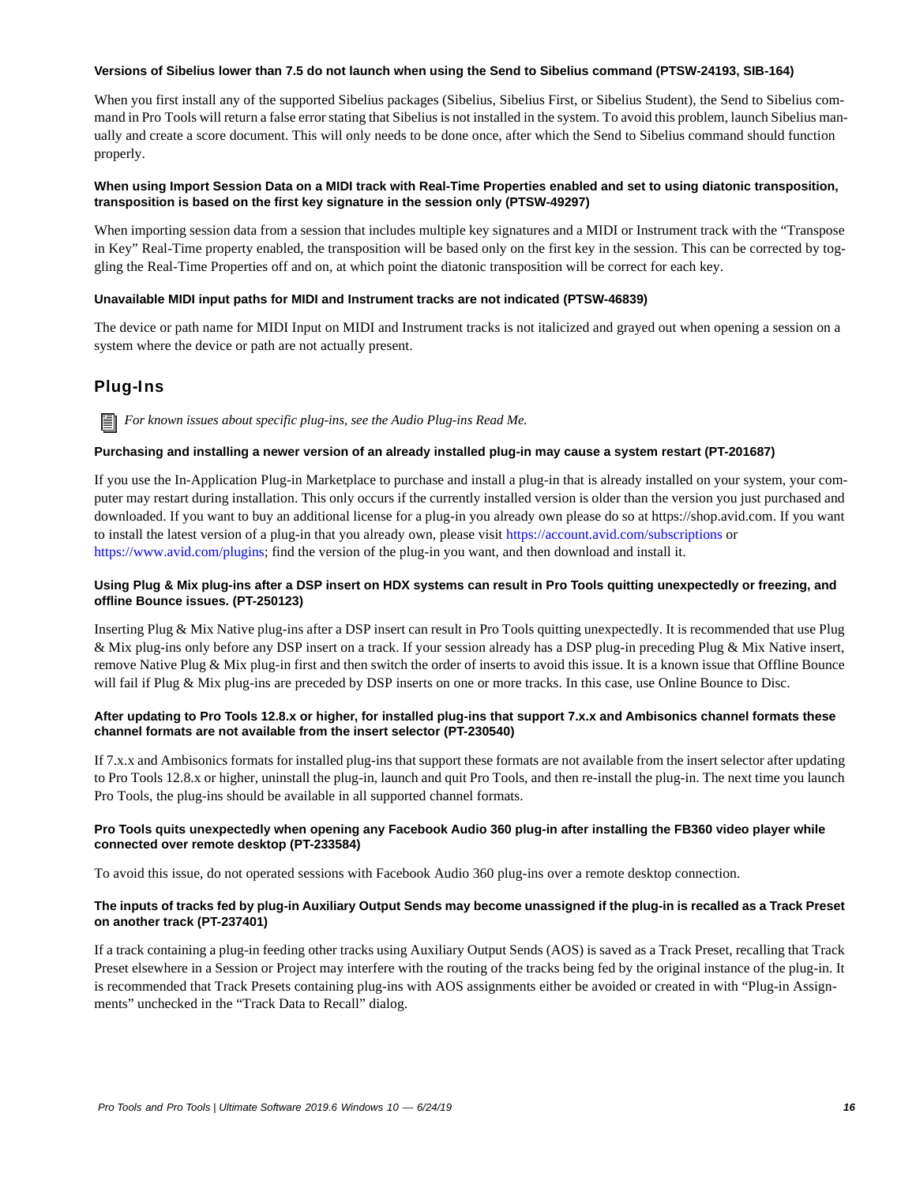#### Versions of Sibelius lower than 7.5 do not launch when using the Send to Sibelius command (PTSW-24193, SIB-164)

When you first install any of the supported Sibelius packages (Sibelius, Sibelius First, or Sibelius Student), the Send to Sibelius command in Pro Tools will return a false error stating that Sibelius is not installed in the system. To avoid this problem, launch Sibelius manually and create a score document. This will only needs to be done once, after which the Send to Sibelius command should function properly.

#### When using Import Session Data on a MIDI track with Real-Time Properties enabled and set to using diatonic transposition, transposition is based on the first key signature in the session only (PTSW-49297)

When importing session data from a session that includes multiple key signatures and a MIDI or Instrument track with the "Transpose in Key" Real-Time property enabled, the transposition will be based only on the first key in the session. This can be corrected by toggling the Real-Time Properties off and on, at which point the diatonic transposition will be correct for each key.

#### Unavailable MIDI input paths for MIDI and Instrument tracks are not indicated (PTSW-46839)

The device or path name for MIDI Input on MIDI and Instrument tracks is not italicized and grayed out when opening a session on a system where the device or path are not actually present.

## Plug-Ins

*For known issues about specific plug-ins, see the Audio Plug-ins Read Me.*

#### Purchasing and installing a newer version of an already installed plug-in may cause a system restart (PT-201687)

If you use the In-Application Plug-in Marketplace to purchase and install a plug-in that is already installed on your system, your computer may restart during installation. This only occurs if the currently installed version is older than the version you just purchased and downloaded. If you want to buy an additional license for a plug-in you already own please do so at https://shop.avid.com. If you want to install the latest version of a plug-in that you already own, please visit https://account.avid.com/subscriptions or https://www.avid.com/plugins; find the version of the plug-in you want, and then download and install it.

#### Using Plug & Mix plug-ins after a DSP insert on HDX systems can result in Pro Tools quitting unexpectedly or freezing, and offline Bounce issues. (PT-250123)

Inserting Plug & Mix Native plug-ins after a DSP insert can result in Pro Tools quitting unexpectedly. It is recommended that use Plug & Mix plug-ins only before any DSP insert on a track. If your session already has a DSP plug-in preceding Plug & Mix Native insert, remove Native Plug & Mix plug-in first and then switch the order of inserts to avoid this issue. It is a known issue that Offline Bounce will fail if Plug & Mix plug-ins are preceded by DSP inserts on one or more tracks. In this case, use Online Bounce to Disc.

#### After updating to Pro Tools 12.8.x or higher, for installed plug-ins that support 7.x.x and Ambisonics channel formats these channel formats are not available from the insert selector (PT-230540)

If 7.x.x and Ambisonics formats for installed plug-ins that support these formats are not available from the insert selector after updating to Pro Tools 12.8.x or higher, uninstall the plug-in, launch and quit Pro Tools, and then re-install the plug-in. The next time you launch Pro Tools, the plug-ins should be available in all supported channel formats.

#### Pro Tools quits unexpectedly when opening any Facebook Audio 360 plug-in after installing the FB360 video player while connected over remote desktop (PT-233584)

To avoid this issue, do not operated sessions with Facebook Audio 360 plug-ins over a remote desktop connection.

#### The inputs of tracks fed by plug-in Auxiliary Output Sends may become unassigned if the plug-in is recalled as a Track Preset on another track (PT-237401)

If a track containing a plug-in feeding other tracks using Auxiliary Output Sends (AOS) is saved as a Track Preset, recalling that Track Preset elsewhere in a Session or Project may interfere with the routing of the tracks being fed by the original instance of the plug-in. It is recommended that Track Presets containing plug-ins with AOS assignments either be avoided or created in with "Plug-in Assignments" unchecked in the "Track Data to Recall" dialog.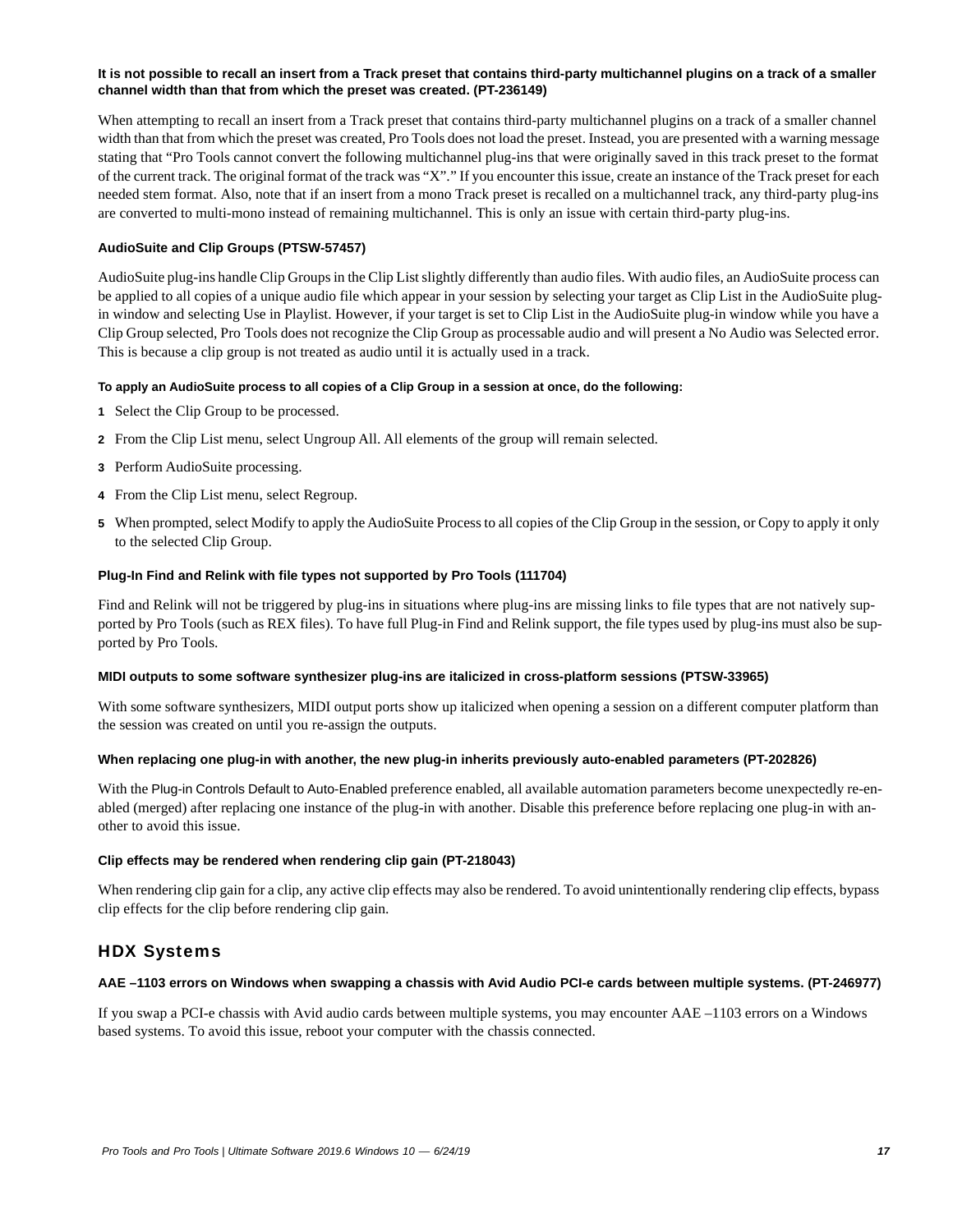#### It is not possible to recall an insert from a Track preset that contains third-party multichannel plugins on a track of a smaller channel width than that from which the preset was created. (PT-236149)

When attempting to recall an insert from a Track preset that contains third-party multichannel plugins on a track of a smaller channel width than that from which the preset was created, Pro Tools does not load the preset. Instead, you are presented with a warning message stating that "Pro Tools cannot convert the following multichannel plug-ins that were originally saved in this track preset to the format of the current track. The original format of the track was "X"." If you encounter this issue, create an instance of the Track preset for each needed stem format. Also, note that if an insert from a mono Track preset is recalled on a multichannel track, any third-party plug-ins are converted to multi-mono instead of remaining multichannel. This is only an issue with certain third-party plug-ins.

#### AudioSuite and Clip Groups (PTSW-57457)

AudioSuite plug-ins handle Clip Groups in the Clip List slightly differently than audio files. With audio files, an AudioSuite process can be applied to all copies of a unique audio file which appear in your session by selecting your target as Clip List in the AudioSuite plug-in window and selecting Use in Playlist. However, if your target is set to Clip List in the AudioSuite plug-in window while you have a Clip Group selected, Pro Tools does not recognize the Clip Group as processable audio and will present a No Audio was Selected error. This is because a clip group is not treated as audio until it is actually used in a track.

**To apply an AudioSuite process to all copies of a Clip Group in a session at once, do the following:**

1. Select the Clip Group to be processed.
2. From the Clip List menu, select Ungroup All. All elements of the group will remain selected.
3. Perform AudioSuite processing.
4. From the Clip List menu, select Regroup.
5. When prompted, select Modify to apply the AudioSuite Process to all copies of the Clip Group in the session, or Copy to apply it only to the selected Clip Group.

#### Plug-In Find and Relink with file types not supported by Pro Tools (111704)

Find and Relink will not be triggered by plug-ins in situations where plug-ins are missing links to file types that are not natively supported by Pro Tools (such as REX files). To have full Plug-in Find and Relink support, the file types used by plug-ins must also be supported by Pro Tools.

#### MIDI outputs to some software synthesizer plug-ins are italicized in cross-platform sessions (PTSW-33965)

With some software synthesizers, MIDI output ports show up italicized when opening a session on a different computer platform than the session was created on until you re-assign the outputs.

#### When replacing one plug-in with another, the new plug-in inherits previously auto-enabled parameters (PT-202826)

With the Plug-in Controls Default to Auto-Enabled preference enabled, all available automation parameters become unexpectedly re-enabled (merged) after replacing one instance of the plug-in with another. Disable this preference before replacing one plug-in with another to avoid this issue.

#### Clip effects may be rendered when rendering clip gain (PT-218043)

When rendering clip gain for a clip, any active clip effects may also be rendered. To avoid unintentionally rendering clip effects, bypass clip effects for the clip before rendering clip gain.

## HDX Systems

#### AAE –1103 errors on Windows when swapping a chassis with Avid Audio PCI-e cards between multiple systems. (PT-246977)

If you swap a PCI-e chassis with Avid audio cards between multiple systems, you may encounter AAE –1103 errors on a Windows based systems. To avoid this issue, reboot your computer with the chassis connected.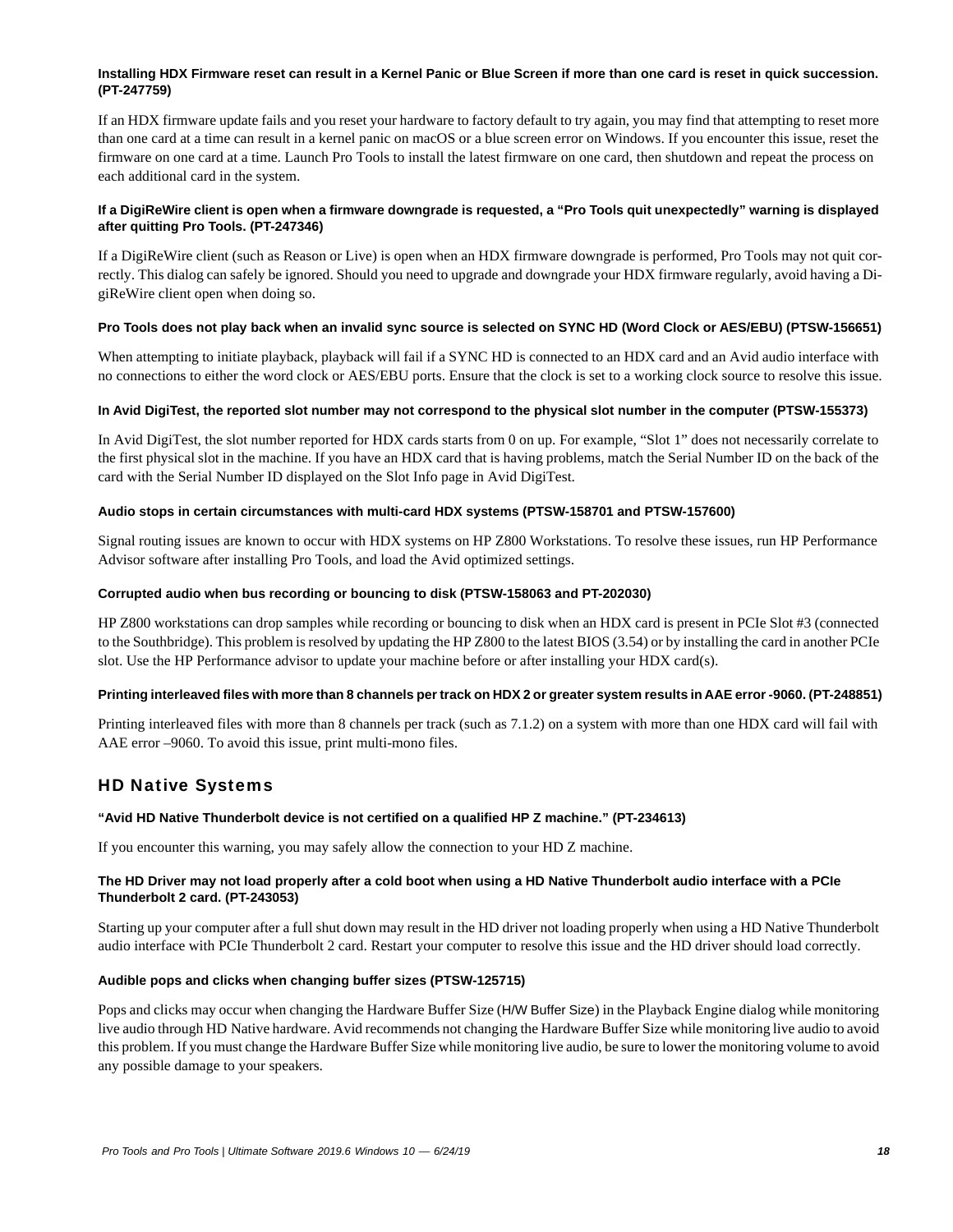#### Installing HDX Firmware reset can result in a Kernel Panic or Blue Screen if more than one card is reset in quick succession. (PT-247759)

If an HDX firmware update fails and you reset your hardware to factory default to try again, you may find that attempting to reset more than one card at a time can result in a kernel panic on macOS or a blue screen error on Windows. If you encounter this issue, reset the firmware on one card at a time. Launch Pro Tools to install the latest firmware on one card, then shutdown and repeat the process on each additional card in the system.

#### If a DigiReWire client is open when a firmware downgrade is requested, a "Pro Tools quit unexpectedly" warning is displayed after quitting Pro Tools. (PT-247346)

If a DigiReWire client (such as Reason or Live) is open when an HDX firmware downgrade is performed, Pro Tools may not quit correctly. This dialog can safely be ignored. Should you need to upgrade and downgrade your HDX firmware regularly, avoid having a DigiReWire client open when doing so.

#### Pro Tools does not play back when an invalid sync source is selected on SYNC HD (Word Clock or AES/EBU) (PTSW-156651)

When attempting to initiate playback, playback will fail if a SYNC HD is connected to an HDX card and an Avid audio interface with no connections to either the word clock or AES/EBU ports. Ensure that the clock is set to a working clock source to resolve this issue.

#### In Avid DigiTest, the reported slot number may not correspond to the physical slot number in the computer (PTSW-155373)

In Avid DigiTest, the slot number reported for HDX cards starts from 0 on up. For example, "Slot 1" does not necessarily correlate to the first physical slot in the machine. If you have an HDX card that is having problems, match the Serial Number ID on the back of the card with the Serial Number ID displayed on the Slot Info page in Avid DigiTest.

#### Audio stops in certain circumstances with multi-card HDX systems (PTSW-158701 and PTSW-157600)

Signal routing issues are known to occur with HDX systems on HP Z800 Workstations. To resolve these issues, run HP Performance Advisor software after installing Pro Tools, and load the Avid optimized settings.

#### Corrupted audio when bus recording or bouncing to disk (PTSW-158063 and PT-202030)

HP Z800 workstations can drop samples while recording or bouncing to disk when an HDX card is present in PCIe Slot #3 (connected to the Southbridge). This problem is resolved by updating the HP Z800 to the latest BIOS (3.54) or by installing the card in another PCIe slot. Use the HP Performance advisor to update your machine before or after installing your HDX card(s).

#### Printing interleaved files with more than 8 channels per track on HDX 2 or greater system results in AAE error -9060. (PT-248851)

Printing interleaved files with more than 8 channels per track (such as 7.1.2) on a system with more than one HDX card will fail with AAE error –9060. To avoid this issue, print multi-mono files.

## HD Native Systems

#### "Avid HD Native Thunderbolt device is not certified on a qualified HP Z machine." (PT-234613)

If you encounter this warning, you may safely allow the connection to your HD Z machine.

#### The HD Driver may not load properly after a cold boot when using a HD Native Thunderbolt audio interface with a PCIe Thunderbolt 2 card. (PT-243053)

Starting up your computer after a full shut down may result in the HD driver not loading properly when using a HD Native Thunderbolt audio interface with PCIe Thunderbolt 2 card. Restart your computer to resolve this issue and the HD driver should load correctly.

#### Audible pops and clicks when changing buffer sizes (PTSW-125715)

Pops and clicks may occur when changing the Hardware Buffer Size (H/W Buffer Size) in the Playback Engine dialog while monitoring live audio through HD Native hardware. Avid recommends not changing the Hardware Buffer Size while monitoring live audio to avoid this problem. If you must change the Hardware Buffer Size while monitoring live audio, be sure to lower the monitoring volume to avoid any possible damage to your speakers.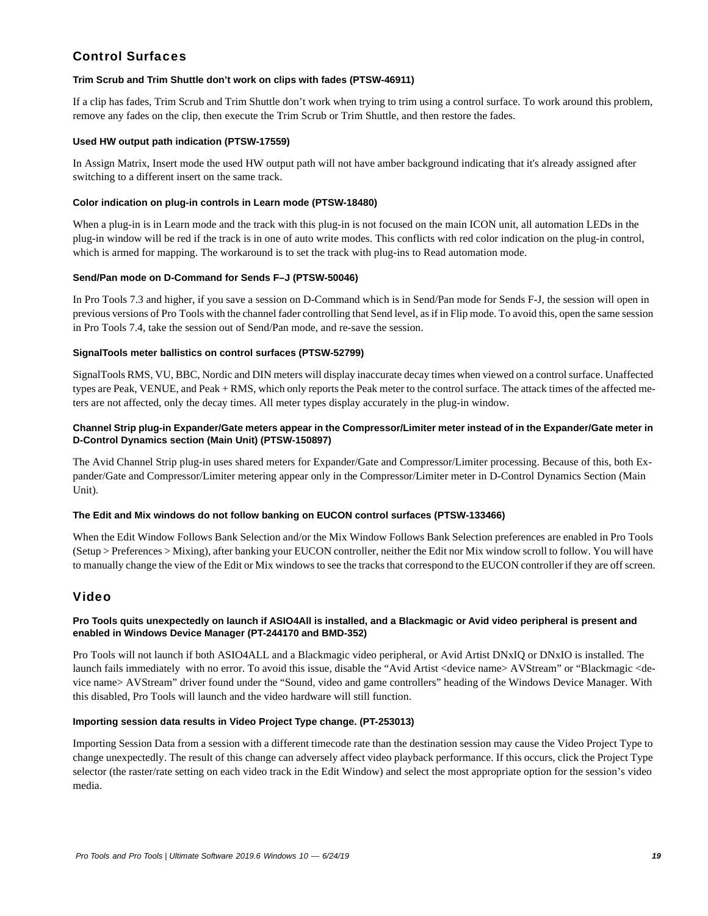## Control Surfaces

### Trim Scrub and Trim Shuttle don't work on clips with fades (PTSW-46911)

If a clip has fades, Trim Scrub and Trim Shuttle don't work when trying to trim using a control surface. To work around this problem, remove any fades on the clip, then execute the Trim Scrub or Trim Shuttle, and then restore the fades.

### Used HW output path indication (PTSW-17559)

In Assign Matrix, Insert mode the used HW output path will not have amber background indicating that it's already assigned after switching to a different insert on the same track.

### Color indication on plug-in controls in Learn mode (PTSW-18480)

When a plug-in is in Learn mode and the track with this plug-in is not focused on the main ICON unit, all automation LEDs in the plug-in window will be red if the track is in one of auto write modes. This conflicts with red color indication on the plug-in control, which is armed for mapping. The workaround is to set the track with plug-ins to Read automation mode.

### Send/Pan mode on D-Command for Sends F–J (PTSW-50046)

In Pro Tools 7.3 and higher, if you save a session on D-Command which is in Send/Pan mode for Sends F-J, the session will open in previous versions of Pro Tools with the channel fader controlling that Send level, as if in Flip mode. To avoid this, open the same session in Pro Tools 7.4, take the session out of Send/Pan mode, and re-save the session.

### SignalTools meter ballistics on control surfaces (PTSW-52799)

SignalTools RMS, VU, BBC, Nordic and DIN meters will display inaccurate decay times when viewed on a control surface. Unaffected types are Peak, VENUE, and Peak + RMS, which only reports the Peak meter to the control surface. The attack times of the affected meters are not affected, only the decay times. All meter types display accurately in the plug-in window.

### Channel Strip plug-in Expander/Gate meters appear in the Compressor/Limiter meter instead of in the Expander/Gate meter in D-Control Dynamics section (Main Unit) (PTSW-150897)

The Avid Channel Strip plug-in uses shared meters for Expander/Gate and Compressor/Limiter processing. Because of this, both Expander/Gate and Compressor/Limiter metering appear only in the Compressor/Limiter meter in D-Control Dynamics Section (Main Unit).

### The Edit and Mix windows do not follow banking on EUCON control surfaces (PTSW-133466)

When the Edit Window Follows Bank Selection and/or the Mix Window Follows Bank Selection preferences are enabled in Pro Tools (Setup > Preferences > Mixing), after banking your EUCON controller, neither the Edit nor Mix window scroll to follow. You will have to manually change the view of the Edit or Mix windows to see the tracks that correspond to the EUCON controller if they are off screen.

## Video

### Pro Tools quits unexpectedly on launch if ASIO4All is installed, and a Blackmagic or Avid video peripheral is present and enabled in Windows Device Manager (PT-244170 and BMD-352)

Pro Tools will not launch if both ASIO4ALL and a Blackmagic video peripheral, or Avid Artist DNxIQ or DNxIO is installed. The launch fails immediately with no error. To avoid this issue, disable the "Avid Artist <device name> AVStream" or "Blackmagic <device name> AVStream" driver found under the "Sound, video and game controllers" heading of the Windows Device Manager. With this disabled, Pro Tools will launch and the video hardware will still function.

### Importing session data results in Video Project Type change. (PT-253013)

Importing Session Data from a session with a different timecode rate than the destination session may cause the Video Project Type to change unexpectedly. The result of this change can adversely affect video playback performance. If this occurs, click the Project Type selector (the raster/rate setting on each video track in the Edit Window) and select the most appropriate option for the session's video media.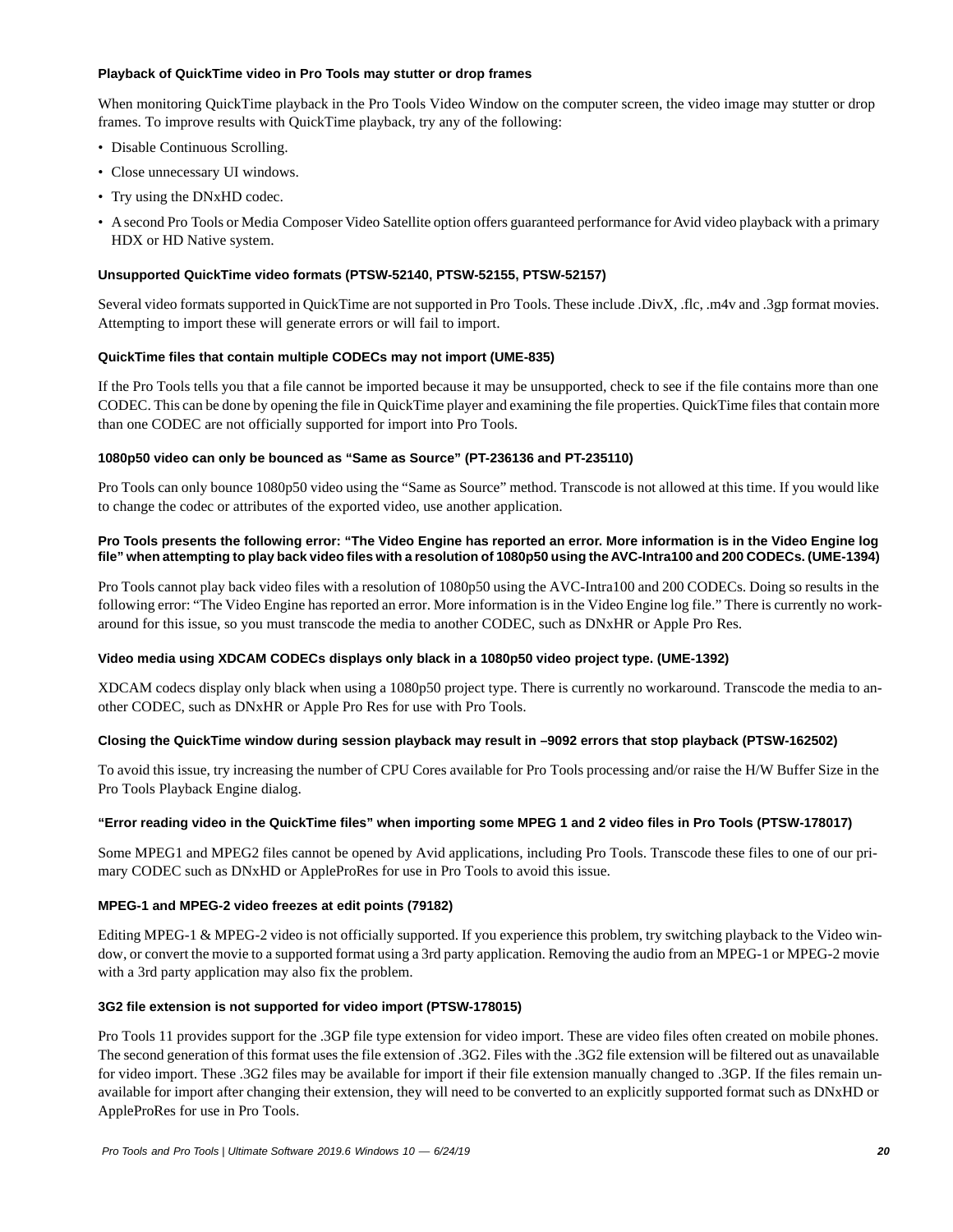#### Playback of QuickTime video in Pro Tools may stutter or drop frames

When monitoring QuickTime playback in the Pro Tools Video Window on the computer screen, the video image may stutter or drop frames. To improve results with QuickTime playback, try any of the following:

- Disable Continuous Scrolling.
- Close unnecessary UI windows.
- Try using the DNxHD codec.
- A second Pro Tools or Media Composer Video Satellite option offers guaranteed performance for Avid video playback with a primary HDX or HD Native system.

#### Unsupported QuickTime video formats (PTSW-52140, PTSW-52155, PTSW-52157)

Several video formats supported in QuickTime are not supported in Pro Tools. These include .DivX, .flc, .m4v and .3gp format movies. Attempting to import these will generate errors or will fail to import.

#### QuickTime files that contain multiple CODECs may not import (UME-835)

If the Pro Tools tells you that a file cannot be imported because it may be unsupported, check to see if the file contains more than one CODEC. This can be done by opening the file in QuickTime player and examining the file properties. QuickTime files that contain more than one CODEC are not officially supported for import into Pro Tools.

#### 1080p50 video can only be bounced as "Same as Source" (PT-236136 and PT-235110)

Pro Tools can only bounce 1080p50 video using the "Same as Source" method. Transcode is not allowed at this time. If you would like to change the codec or attributes of the exported video, use another application.

#### Pro Tools presents the following error: "The Video Engine has reported an error. More information is in the Video Engine log file" when attempting to play back video files with a resolution of 1080p50 using the AVC-Intra100 and 200 CODECs. (UME-1394)

Pro Tools cannot play back video files with a resolution of 1080p50 using the AVC-Intra100 and 200 CODECs. Doing so results in the following error: "The Video Engine has reported an error. More information is in the Video Engine log file." There is currently no work-around for this issue, so you must transcode the media to another CODEC, such as DNxHR or Apple Pro Res.

#### Video media using XDCAM CODECs displays only black in a 1080p50 video project type. (UME-1392)

XDCAM codecs display only black when using a 1080p50 project type. There is currently no workaround. Transcode the media to another CODEC, such as DNxHR or Apple Pro Res for use with Pro Tools.

#### Closing the QuickTime window during session playback may result in –9092 errors that stop playback (PTSW-162502)

To avoid this issue, try increasing the number of CPU Cores available for Pro Tools processing and/or raise the H/W Buffer Size in the Pro Tools Playback Engine dialog.

#### "Error reading video in the QuickTime files" when importing some MPEG 1 and 2 video files in Pro Tools (PTSW-178017)

Some MPEG1 and MPEG2 files cannot be opened by Avid applications, including Pro Tools. Transcode these files to one of our primary CODEC such as DNxHD or AppleProRes for use in Pro Tools to avoid this issue.

#### MPEG-1 and MPEG-2 video freezes at edit points (79182)

Editing MPEG-1 & MPEG-2 video is not officially supported. If you experience this problem, try switching playback to the Video window, or convert the movie to a supported format using a 3rd party application. Removing the audio from an MPEG-1 or MPEG-2 movie with a 3rd party application may also fix the problem.

#### 3G2 file extension is not supported for video import (PTSW-178015)

Pro Tools 11 provides support for the .3GP file type extension for video import. These are video files often created on mobile phones. The second generation of this format uses the file extension of .3G2. Files with the .3G2 file extension will be filtered out as unavailable for video import. These .3G2 files may be available for import if their file extension manually changed to .3GP. If the files remain unavailable for import after changing their extension, they will need to be converted to an explicitly supported format such as DNxHD or AppleProRes for use in Pro Tools.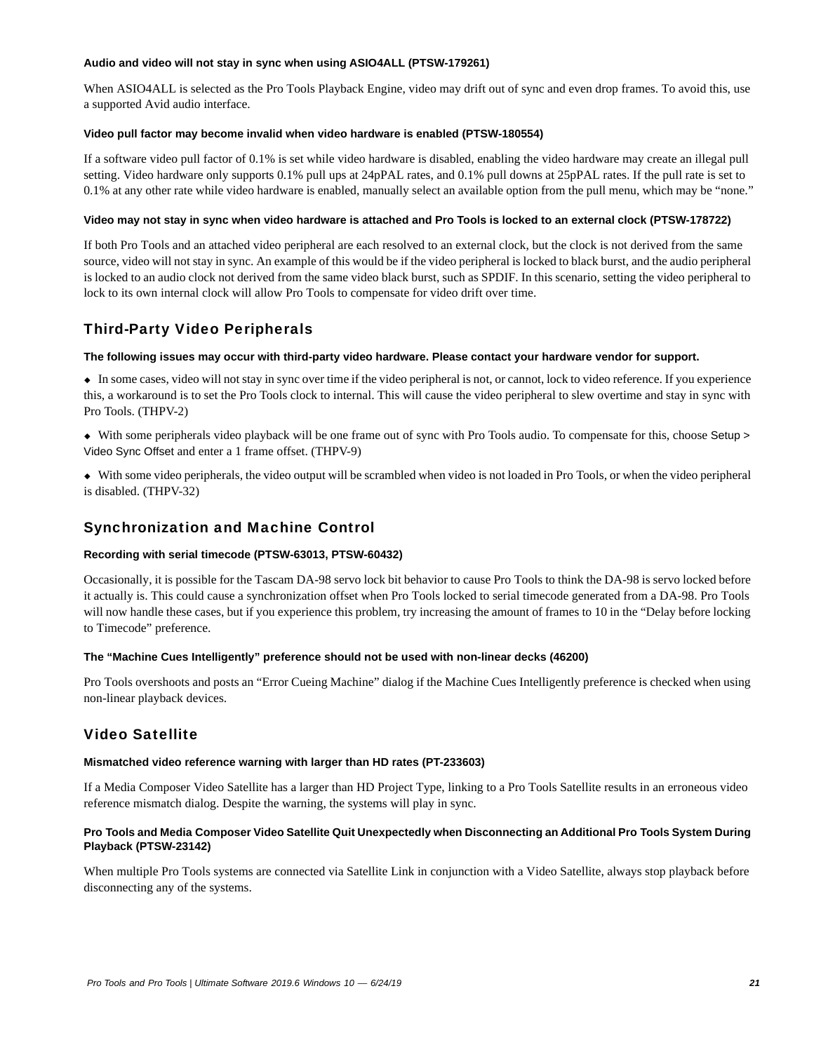#### Audio and video will not stay in sync when using ASIO4ALL (PTSW-179261)

When ASIO4ALL is selected as the Pro Tools Playback Engine, video may drift out of sync and even drop frames. To avoid this, use a supported Avid audio interface.

#### Video pull factor may become invalid when video hardware is enabled (PTSW-180554)

If a software video pull factor of 0.1% is set while video hardware is disabled, enabling the video hardware may create an illegal pull setting. Video hardware only supports 0.1% pull ups at 24pPAL rates, and 0.1% pull downs at 25pPAL rates. If the pull rate is set to 0.1% at any other rate while video hardware is enabled, manually select an available option from the pull menu, which may be "none."

#### Video may not stay in sync when video hardware is attached and Pro Tools is locked to an external clock (PTSW-178722)

If both Pro Tools and an attached video peripheral are each resolved to an external clock, but the clock is not derived from the same source, video will not stay in sync. An example of this would be if the video peripheral is locked to black burst, and the audio peripheral is locked to an audio clock not derived from the same video black burst, such as SPDIF. In this scenario, setting the video peripheral to lock to its own internal clock will allow Pro Tools to compensate for video drift over time.

## Third-Party Video Peripherals

**The following issues may occur with third-party video hardware. Please contact your hardware vendor for support.**

- In some cases, video will not stay in sync over time if the video peripheral is not, or cannot, lock to video reference. If you experience this, a workaround is to set the Pro Tools clock to internal. This will cause the video peripheral to slew overtime and stay in sync with Pro Tools. (THPV-2)
- With some peripherals video playback will be one frame out of sync with Pro Tools audio. To compensate for this, choose Setup > Video Sync Offset and enter a 1 frame offset. (THPV-9)
- With some video peripherals, the video output will be scrambled when video is not loaded in Pro Tools, or when the video peripheral is disabled. (THPV-32)

## Synchronization and Machine Control

#### Recording with serial timecode (PTSW-63013, PTSW-60432)

Occasionally, it is possible for the Tascam DA-98 servo lock bit behavior to cause Pro Tools to think the DA-98 is servo locked before it actually is. This could cause a synchronization offset when Pro Tools locked to serial timecode generated from a DA-98. Pro Tools will now handle these cases, but if you experience this problem, try increasing the amount of frames to 10 in the "Delay before locking to Timecode" preference.

#### The "Machine Cues Intelligently" preference should not be used with non-linear decks (46200)

Pro Tools overshoots and posts an "Error Cueing Machine" dialog if the Machine Cues Intelligently preference is checked when using non-linear playback devices.

## Video Satellite

#### Mismatched video reference warning with larger than HD rates (PT-233603)

If a Media Composer Video Satellite has a larger than HD Project Type, linking to a Pro Tools Satellite results in an erroneous video reference mismatch dialog. Despite the warning, the systems will play in sync.

#### Pro Tools and Media Composer Video Satellite Quit Unexpectedly when Disconnecting an Additional Pro Tools System During Playback (PTSW-23142)

When multiple Pro Tools systems are connected via Satellite Link in conjunction with a Video Satellite, always stop playback before disconnecting any of the systems.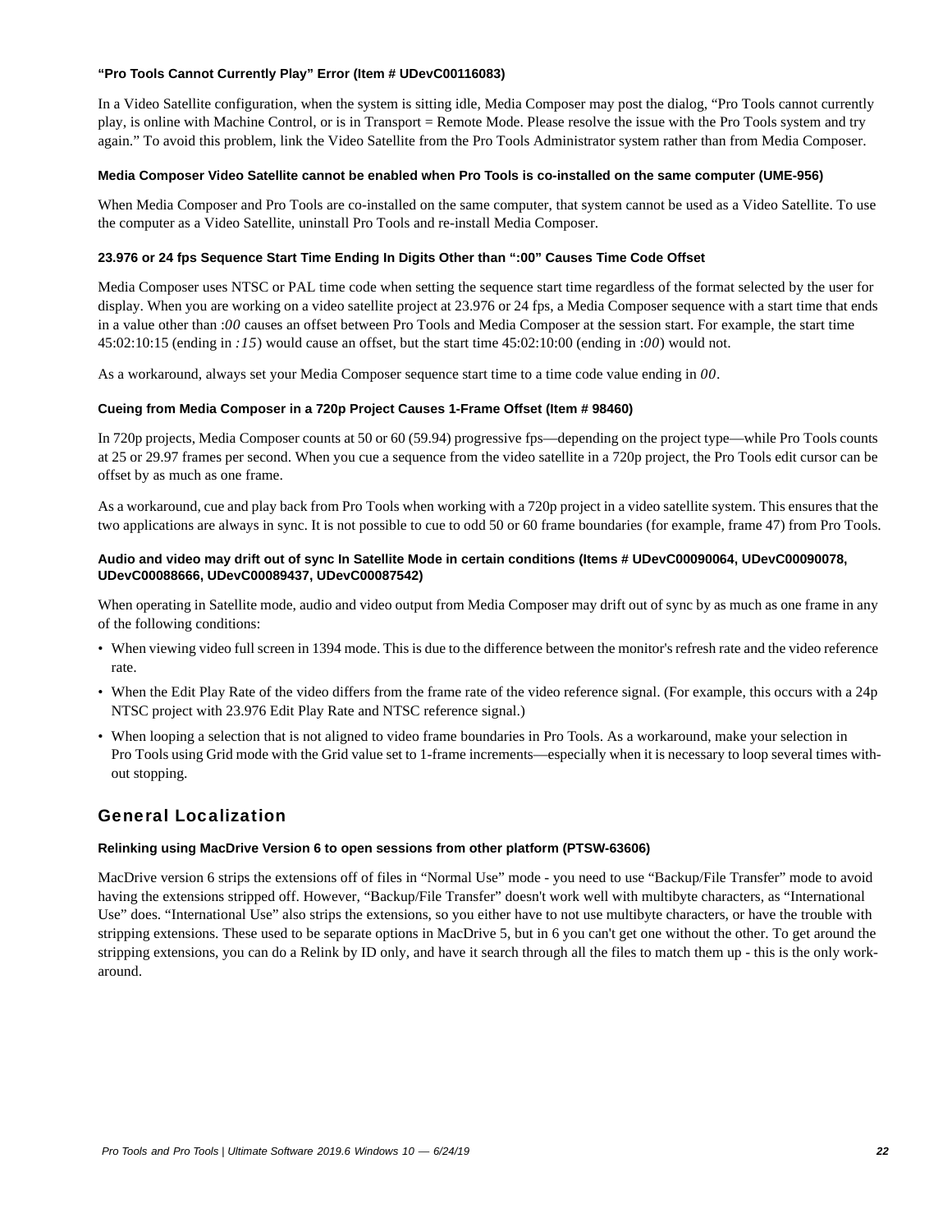#### "Pro Tools Cannot Currently Play" Error (Item # UDevC00116083)

In a Video Satellite configuration, when the system is sitting idle, Media Composer may post the dialog, "Pro Tools cannot currently play, is online with Machine Control, or is in Transport = Remote Mode. Please resolve the issue with the Pro Tools system and try again." To avoid this problem, link the Video Satellite from the Pro Tools Administrator system rather than from Media Composer.

#### Media Composer Video Satellite cannot be enabled when Pro Tools is co-installed on the same computer (UME-956)

When Media Composer and Pro Tools are co-installed on the same computer, that system cannot be used as a Video Satellite. To use the computer as a Video Satellite, uninstall Pro Tools and re-install Media Composer.

#### 23.976 or 24 fps Sequence Start Time Ending In Digits Other than ":00" Causes Time Code Offset

Media Composer uses NTSC or PAL time code when setting the sequence start time regardless of the format selected by the user for display. When you are working on a video satellite project at 23.976 or 24 fps, a Media Composer sequence with a start time that ends in a value other than *:00* causes an offset between Pro Tools and Media Composer at the session start. For example, the start time 45:02:10:15 (ending in *:15*) would cause an offset, but the start time 45:02:10:00 (ending in *:00*) would not.

As a workaround, always set your Media Composer sequence start time to a time code value ending in *00*.

#### Cueing from Media Composer in a 720p Project Causes 1-Frame Offset (Item # 98460)

In 720p projects, Media Composer counts at 50 or 60 (59.94) progressive fps—depending on the project type—while Pro Tools counts at 25 or 29.97 frames per second. When you cue a sequence from the video satellite in a 720p project, the Pro Tools edit cursor can be offset by as much as one frame.

As a workaround, cue and play back from Pro Tools when working with a 720p project in a video satellite system. This ensures that the two applications are always in sync. It is not possible to cue to odd 50 or 60 frame boundaries (for example, frame 47) from Pro Tools.

#### Audio and video may drift out of sync In Satellite Mode in certain conditions (Items # UDevC00090064, UDevC00090078, UDevC00088666, UDevC00089437, UDevC00087542)

When operating in Satellite mode, audio and video output from Media Composer may drift out of sync by as much as one frame in any of the following conditions:

- When viewing video full screen in 1394 mode. This is due to the difference between the monitor's refresh rate and the video reference rate.
- When the Edit Play Rate of the video differs from the frame rate of the video reference signal. (For example, this occurs with a 24p NTSC project with 23.976 Edit Play Rate and NTSC reference signal.)
- When looping a selection that is not aligned to video frame boundaries in Pro Tools. As a workaround, make your selection in Pro Tools using Grid mode with the Grid value set to 1-frame increments—especially when it is necessary to loop several times without stopping.

## General Localization

#### Relinking using MacDrive Version 6 to open sessions from other platform (PTSW-63606)

MacDrive version 6 strips the extensions off of files in "Normal Use" mode - you need to use "Backup/File Transfer" mode to avoid having the extensions stripped off. However, "Backup/File Transfer" doesn't work well with multibyte characters, as "International Use" does. "International Use" also strips the extensions, so you either have to not use multibyte characters, or have the trouble with stripping extensions. These used to be separate options in MacDrive 5, but in 6 you can't get one without the other. To get around the stripping extensions, you can do a Relink by ID only, and have it search through all the files to match them up - this is the only workaround.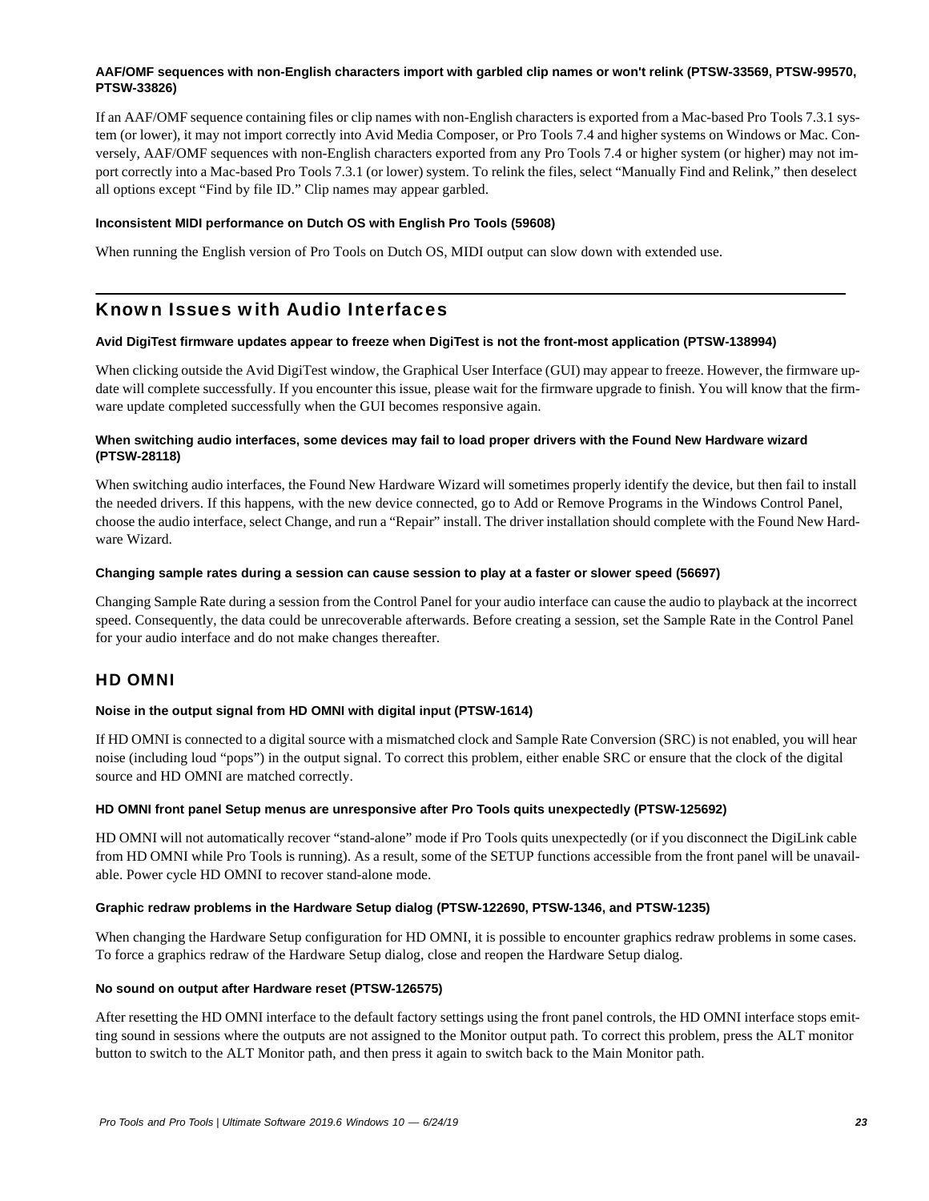#### AAF/OMF sequences with non-English characters import with garbled clip names or won't relink (PTSW-33569, PTSW-99570, PTSW-33826)

If an AAF/OMF sequence containing files or clip names with non-English characters is exported from a Mac-based Pro Tools 7.3.1 system (or lower), it may not import correctly into Avid Media Composer, or Pro Tools 7.4 and higher systems on Windows or Mac. Conversely, AAF/OMF sequences with non-English characters exported from any Pro Tools 7.4 or higher system (or higher) may not import correctly into a Mac-based Pro Tools 7.3.1 (or lower) system. To relink the files, select "Manually Find and Relink," then deselect all options except "Find by file ID." Clip names may appear garbled.

#### Inconsistent MIDI performance on Dutch OS with English Pro Tools (59608)

When running the English version of Pro Tools on Dutch OS, MIDI output can slow down with extended use.

## Known Issues with Audio Interfaces

#### Avid DigiTest firmware updates appear to freeze when DigiTest is not the front-most application (PTSW-138994)

When clicking outside the Avid DigiTest window, the Graphical User Interface (GUI) may appear to freeze. However, the firmware update will complete successfully. If you encounter this issue, please wait for the firmware upgrade to finish. You will know that the firmware update completed successfully when the GUI becomes responsive again.

#### When switching audio interfaces, some devices may fail to load proper drivers with the Found New Hardware wizard (PTSW-28118)

When switching audio interfaces, the Found New Hardware Wizard will sometimes properly identify the device, but then fail to install the needed drivers. If this happens, with the new device connected, go to Add or Remove Programs in the Windows Control Panel, choose the audio interface, select Change, and run a "Repair" install. The driver installation should complete with the Found New Hardware Wizard.

#### Changing sample rates during a session can cause session to play at a faster or slower speed (56697)

Changing Sample Rate during a session from the Control Panel for your audio interface can cause the audio to playback at the incorrect speed. Consequently, the data could be unrecoverable afterwards. Before creating a session, set the Sample Rate in the Control Panel for your audio interface and do not make changes thereafter.

### HD OMNI

#### Noise in the output signal from HD OMNI with digital input (PTSW-1614)

If HD OMNI is connected to a digital source with a mismatched clock and Sample Rate Conversion (SRC) is not enabled, you will hear noise (including loud "pops") in the output signal. To correct this problem, either enable SRC or ensure that the clock of the digital source and HD OMNI are matched correctly.

#### HD OMNI front panel Setup menus are unresponsive after Pro Tools quits unexpectedly (PTSW-125692)

HD OMNI will not automatically recover "stand-alone" mode if Pro Tools quits unexpectedly (or if you disconnect the DigiLink cable from HD OMNI while Pro Tools is running). As a result, some of the SETUP functions accessible from the front panel will be unavailable. Power cycle HD OMNI to recover stand-alone mode.

#### Graphic redraw problems in the Hardware Setup dialog (PTSW-122690, PTSW-1346, and PTSW-1235)

When changing the Hardware Setup configuration for HD OMNI, it is possible to encounter graphics redraw problems in some cases. To force a graphics redraw of the Hardware Setup dialog, close and reopen the Hardware Setup dialog.

#### No sound on output after Hardware reset (PTSW-126575)

After resetting the HD OMNI interface to the default factory settings using the front panel controls, the HD OMNI interface stops emitting sound in sessions where the outputs are not assigned to the Monitor output path. To correct this problem, press the ALT monitor button to switch to the ALT Monitor path, and then press it again to switch back to the Main Monitor path.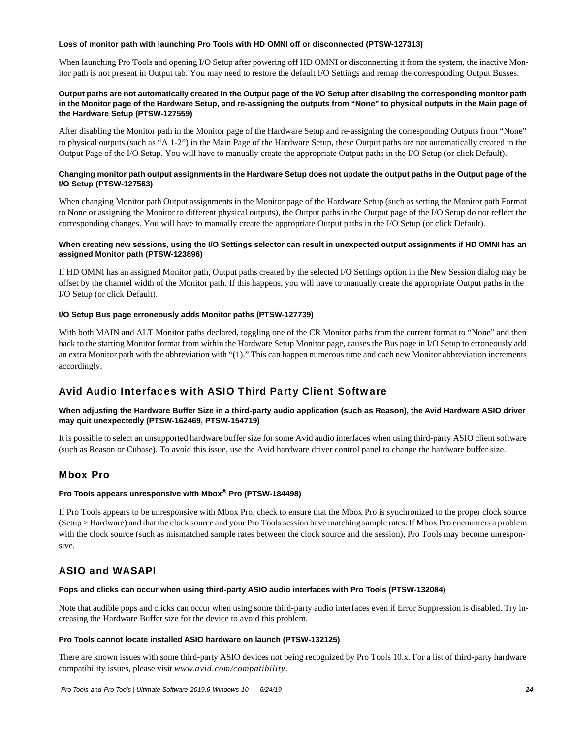#### Loss of monitor path with launching Pro Tools with HD OMNI off or disconnected (PTSW-127313)

When launching Pro Tools and opening I/O Setup after powering off HD OMNI or disconnecting it from the system, the inactive Monitor path is not present in Output tab. You may need to restore the default I/O Settings and remap the corresponding Output Busses.

#### Output paths are not automatically created in the Output page of the I/O Setup after disabling the corresponding monitor path in the Monitor page of the Hardware Setup, and re-assigning the outputs from "None" to physical outputs in the Main page of the Hardware Setup (PTSW-127559)

After disabling the Monitor path in the Monitor page of the Hardware Setup and re-assigning the corresponding Outputs from "None" to physical outputs (such as "A 1-2") in the Main Page of the Hardware Setup, these Output paths are not automatically created in the Output Page of the I/O Setup. You will have to manually create the appropriate Output paths in the I/O Setup (or click Default).

#### Changing monitor path output assignments in the Hardware Setup does not update the output paths in the Output page of the I/O Setup (PTSW-127563)

When changing Monitor path Output assignments in the Monitor page of the Hardware Setup (such as setting the Monitor path Format to None or assigning the Monitor to different physical outputs), the Output paths in the Output page of the I/O Setup do not reflect the corresponding changes. You will have to manually create the appropriate Output paths in the I/O Setup (or click Default).

#### When creating new sessions, using the I/O Settings selector can result in unexpected output assignments if HD OMNI has an assigned Monitor path (PTSW-123896)

If HD OMNI has an assigned Monitor path, Output paths created by the selected I/O Settings option in the New Session dialog may be offset by the channel width of the Monitor path. If this happens, you will have to manually create the appropriate Output paths in the I/O Setup (or click Default).

#### I/O Setup Bus page erroneously adds Monitor paths (PTSW-127739)

With both MAIN and ALT Monitor paths declared, toggling one of the CR Monitor paths from the current format to "None" and then back to the starting Monitor format from within the Hardware Setup Monitor page, causes the Bus page in I/O Setup to erroneously add an extra Monitor path with the abbreviation with "(1)." This can happen numerous time and each new Monitor abbreviation increments accordingly.

## Avid Audio Interfaces with ASIO Third Party Client Software

#### When adjusting the Hardware Buffer Size in a third-party audio application (such as Reason), the Avid Hardware ASIO driver may quit unexpectedly (PTSW-162469, PTSW-154719)

It is possible to select an unsupported hardware buffer size for some Avid audio interfaces when using third-party ASIO client software (such as Reason or Cubase). To avoid this issue, use the Avid hardware driver control panel to change the hardware buffer size.

## Mbox Pro

#### Pro Tools appears unresponsive with Mbox® Pro (PTSW-184498)

If Pro Tools appears to be unresponsive with Mbox Pro, check to ensure that the Mbox Pro is synchronized to the proper clock source (Setup > Hardware) and that the clock source and your Pro Tools session have matching sample rates. If Mbox Pro encounters a problem with the clock source (such as mismatched sample rates between the clock source and the session), Pro Tools may become unresponsive.

## ASIO and WASAPI

#### Pops and clicks can occur when using third-party ASIO audio interfaces with Pro Tools (PTSW-132084)

Note that audible pops and clicks can occur when using some third-party audio interfaces even if Error Suppression is disabled. Try increasing the Hardware Buffer size for the device to avoid this problem.

#### Pro Tools cannot locate installed ASIO hardware on launch (PTSW-132125)

There are known issues with some third-party ASIO devices not being recognized by Pro Tools 10.x. For a list of third-party hardware compatibility issues, please visit *www.avid.com/compatibility*.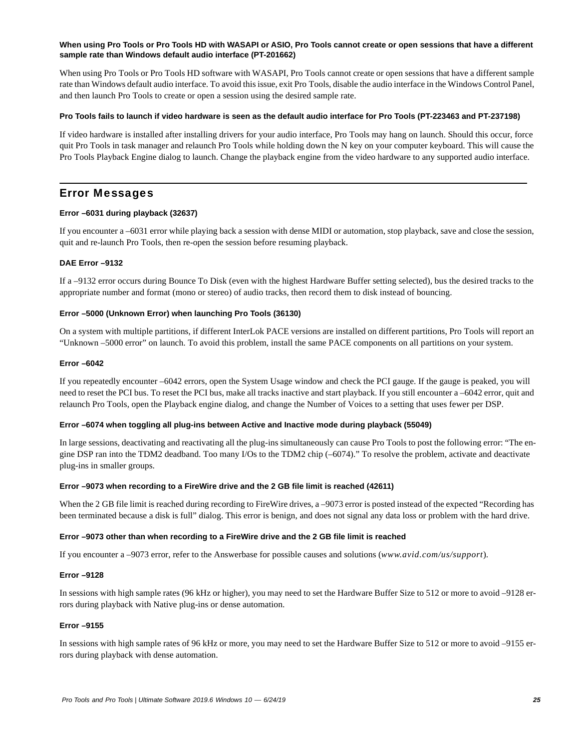**When using Pro Tools or Pro Tools HD with WASAPI or ASIO, Pro Tools cannot create or open sessions that have a different sample rate than Windows default audio interface (PT-201662)**

When using Pro Tools or Pro Tools HD software with WASAPI, Pro Tools cannot create or open sessions that have a different sample rate than Windows default audio interface. To avoid this issue, exit Pro Tools, disable the audio interface in the Windows Control Panel, and then launch Pro Tools to create or open a session using the desired sample rate.

**Pro Tools fails to launch if video hardware is seen as the default audio interface for Pro Tools (PT-223463 and PT-237198)**

If video hardware is installed after installing drivers for your audio interface, Pro Tools may hang on launch. Should this occur, force quit Pro Tools in task manager and relaunch Pro Tools while holding down the N key on your computer keyboard. This will cause the Pro Tools Playback Engine dialog to launch. Change the playback engine from the video hardware to any supported audio interface.

## Error Messages

**Error –6031 during playback (32637)**

If you encounter a –6031 error while playing back a session with dense MIDI or automation, stop playback, save and close the session, quit and re-launch Pro Tools, then re-open the session before resuming playback.

**DAE Error –9132**

If a –9132 error occurs during Bounce To Disk (even with the highest Hardware Buffer setting selected), bus the desired tracks to the appropriate number and format (mono or stereo) of audio tracks, then record them to disk instead of bouncing.

**Error –5000 (Unknown Error) when launching Pro Tools (36130)**

On a system with multiple partitions, if different InterLok PACE versions are installed on different partitions, Pro Tools will report an "Unknown –5000 error" on launch. To avoid this problem, install the same PACE components on all partitions on your system.

**Error –6042**

If you repeatedly encounter –6042 errors, open the System Usage window and check the PCI gauge. If the gauge is peaked, you will need to reset the PCI bus. To reset the PCI bus, make all tracks inactive and start playback. If you still encounter a –6042 error, quit and relaunch Pro Tools, open the Playback engine dialog, and change the Number of Voices to a setting that uses fewer per DSP.

**Error –6074 when toggling all plug-ins between Active and Inactive mode during playback (55049)**

In large sessions, deactivating and reactivating all the plug-ins simultaneously can cause Pro Tools to post the following error: "The engine DSP ran into the TDM2 deadband. Too many I/Os to the TDM2 chip (–6074)." To resolve the problem, activate and deactivate plug-ins in smaller groups.

**Error –9073 when recording to a FireWire drive and the 2 GB file limit is reached (42611)**

When the 2 GB file limit is reached during recording to FireWire drives, a –9073 error is posted instead of the expected "Recording has been terminated because a disk is full" dialog. This error is benign, and does not signal any data loss or problem with the hard drive.

**Error –9073 other than when recording to a FireWire drive and the 2 GB file limit is reached**

If you encounter a –9073 error, refer to the Answerbase for possible causes and solutions (*www.avid.com/us/support*).

**Error –9128**

In sessions with high sample rates (96 kHz or higher), you may need to set the Hardware Buffer Size to 512 or more to avoid –9128 errors during playback with Native plug-ins or dense automation.

**Error –9155**

In sessions with high sample rates of 96 kHz or more, you may need to set the Hardware Buffer Size to 512 or more to avoid –9155 errors during playback with dense automation.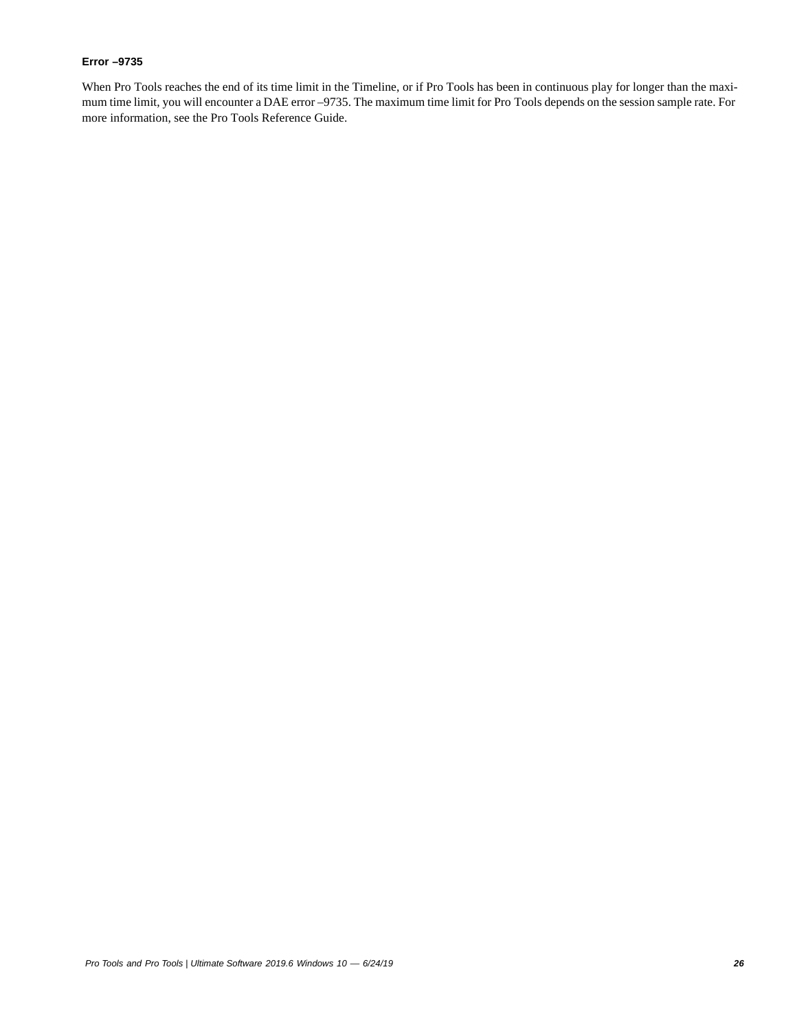#### Error –9735

When Pro Tools reaches the end of its time limit in the Timeline, or if Pro Tools has been in continuous play for longer than the maximum time limit, you will encounter a DAE error –9735. The maximum time limit for Pro Tools depends on the session sample rate. For more information, see the Pro Tools Reference Guide.